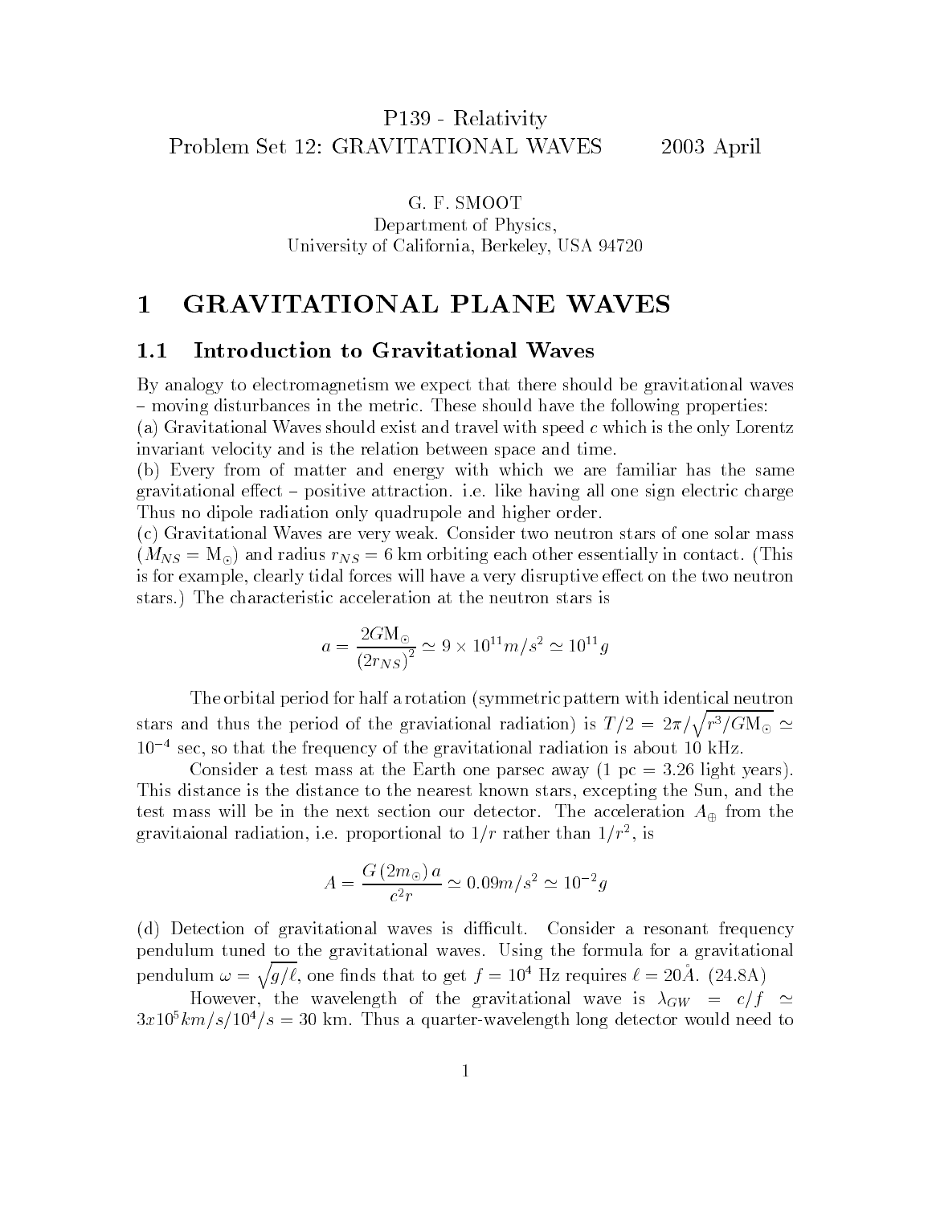# P139 - Relativity
## Problem Set 12: GRAVITATIONAL WAVES 2003 April

G. F. SMOOT
Department of Physics,
University of California, Berkeley, USA 94720

# 1 GRAVITATIONAL PLANE WAVES

## 1.1 Introduction to Gravitational Waves

By analogy to electromagnetism we expect that there should be gravitational waves – moving disturbances in the metric. These should have the following properties:
(a) Gravitational Waves should exist and travel with speed $c$ which is the only Lorentz invariant velocity and is the relation between space and time.
(b) Every from of matter and energy with which we are familiar has the same gravitational effect – positive attraction. i.e. like having all one sign electric charge Thus no dipole radiation only quadrupole and higher order.
(c) Gravitational Waves are very weak. Consider two neutron stars of one solar mass ($M_{NS} = \mathrm{M}_{\odot}$) and radius $r_{NS} = 6$ km orbiting each other essentially in contact. (This is for example, clearly tidal forces will have a very disruptive effect on the two neutron stars.) The characteristic acceleration at the neutron stars is

$$a = \frac{2G\mathrm{M}_{\odot}}{(2r_{NS})^2} \simeq 9 \times 10^{11} m/s^2 \simeq 10^{11} g$$

The orbital period for half a rotation (symmetric pattern with identical neutron stars and thus the period of the graviational radiation) is $T/2 = 2\pi/\sqrt{r^3/G\mathrm{M}_{\odot}} \simeq 10^{-4}$ sec, so that the frequency of the gravitational radiation is about 10 kHz.

Consider a test mass at the Earth one parsec away (1 pc = 3.26 light years). This distance is the distance to the nearest known stars, excepting the Sun, and the test mass will be in the next section our detector. The acceleration $A_{\oplus}$ from the gravitaional radiation, i.e. proportional to $1/r$ rather than $1/r^2$, is

$$A = \frac{G\,(2m_{\odot})\,a}{c^2 r} \simeq 0.09 m/s^2 \simeq 10^{-2} g$$

(d) Detection of gravitational waves is difficult. Consider a resonant frequency pendulum tuned to the gravitational waves. Using the formula for a gravitational pendulum $\omega = \sqrt{g/\ell}$, one finds that to get $f = 10^4$ Hz requires $\ell = 20$Å. (24.8A)

However, the wavelength of the gravitational wave is $\lambda_{GW} = c/f \simeq 3x10^5 km/s/10^4/s = 30$ km. Thus a quarter-wavelength long detector would need to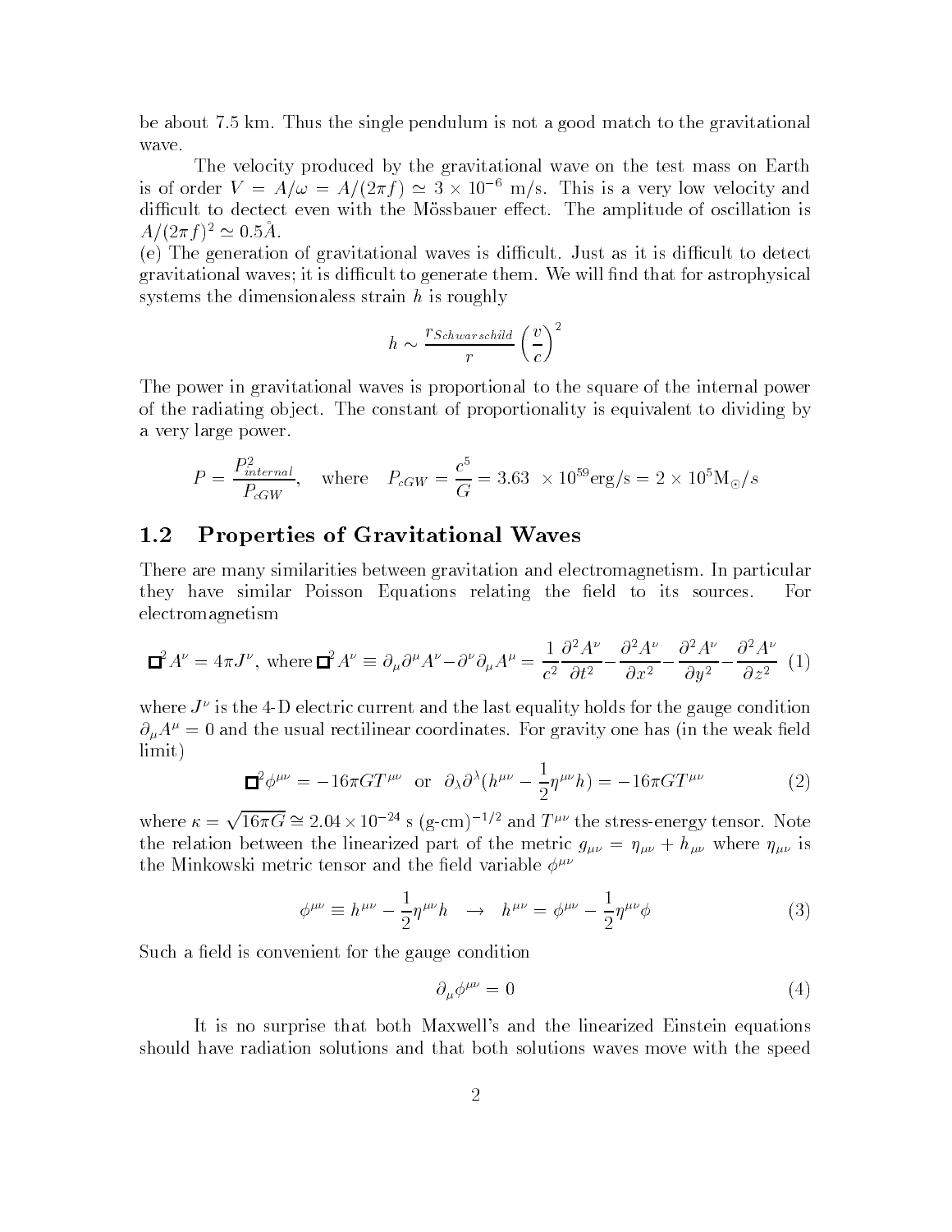be about 7.5 km. Thus the single pendulum is not a good match to the gravitational wave.

The velocity produced by the gravitational wave on the test mass on Earth is of order $V = A/\omega = A/(2\pi f) \simeq 3 \times 10^{-6}$ m/s. This is a very low velocity and difficult to dectect even with the Mössbauer effect. The amplitude of oscillation is $A/(2\pi f)^2 \simeq 0.5\mathring{A}$.

(e) The generation of gravitational waves is difficult. Just as it is difficult to detect gravitational waves; it is difficult to generate them. We will find that for astrophysical systems the dimensionaless strain $h$ is roughly

$$h \sim \frac{r_{Schwarzschild}}{r}\left(\frac{v}{c}\right)^2$$

The power in gravitational waves is proportional to the square of the internal power of the radiating object. The constant of proportionality is equivalent to dividing by a very large power.

$$P = \frac{P_{internal}^2}{P_{cGW}}, \quad \text{where} \quad P_{cGW} = \frac{c^5}{G} = 3.63 \;\times 10^{59}\text{erg/s} = 2 \times 10^5 \text{M}_{\odot}/s$$

## 1.2 Properties of Gravitational Waves

There are many similarities between gravitation and electromagnetism. In particular they have similar Poisson Equations relating the field to its sources. For electromagnetism

$$\Box^2 A^\nu = 4\pi J^\nu, \text{ where } \Box^2 A^\nu \equiv \partial_\mu \partial^\mu A^\nu - \partial^\nu \partial_\mu A^\mu = \frac{1}{c^2}\frac{\partial^2 A^\nu}{\partial t^2} - \frac{\partial^2 A^\nu}{\partial x^2} - \frac{\partial^2 A^\nu}{\partial y^2} - \frac{\partial^2 A^\nu}{\partial z^2} \quad (1)$$

where $J^\nu$ is the 4-D electric current and the last equality holds for the gauge condition $\partial_\mu A^\mu = 0$ and the usual rectilinear coordinates. For gravity one has (in the weak field limit)

$$\Box^2 \phi^{\mu\nu} = -16\pi G T^{\mu\nu} \quad \text{or} \quad \partial_\lambda \partial^\lambda (h^{\mu\nu} - \frac{1}{2}\eta^{\mu\nu} h) = -16\pi G T^{\mu\nu} \quad (2)$$

where $\kappa = \sqrt{16\pi G} \cong 2.04 \times 10^{-24}$ s (g-cm)$^{-1/2}$ and $T^{\mu\nu}$ the stress-energy tensor. Note the relation between the linearized part of the metric $g_{\mu\nu} = \eta_{\mu\nu} + h_{\mu\nu}$ where $\eta_{\mu\nu}$ is the Minkowski metric tensor and the field variable $\phi^{\mu\nu}$

$$\phi^{\mu\nu} \equiv h^{\mu\nu} - \frac{1}{2}\eta^{\mu\nu} h \quad \rightarrow \quad h^{\mu\nu} = \phi^{\mu\nu} - \frac{1}{2}\eta^{\mu\nu}\phi \quad (3)$$

Such a field is convenient for the gauge condition

$$\partial_\mu \phi^{\mu\nu} = 0 \quad (4)$$

It is no surprise that both Maxwell's and the linearized Einstein equations should have radiation solutions and that both solutions waves move with the speed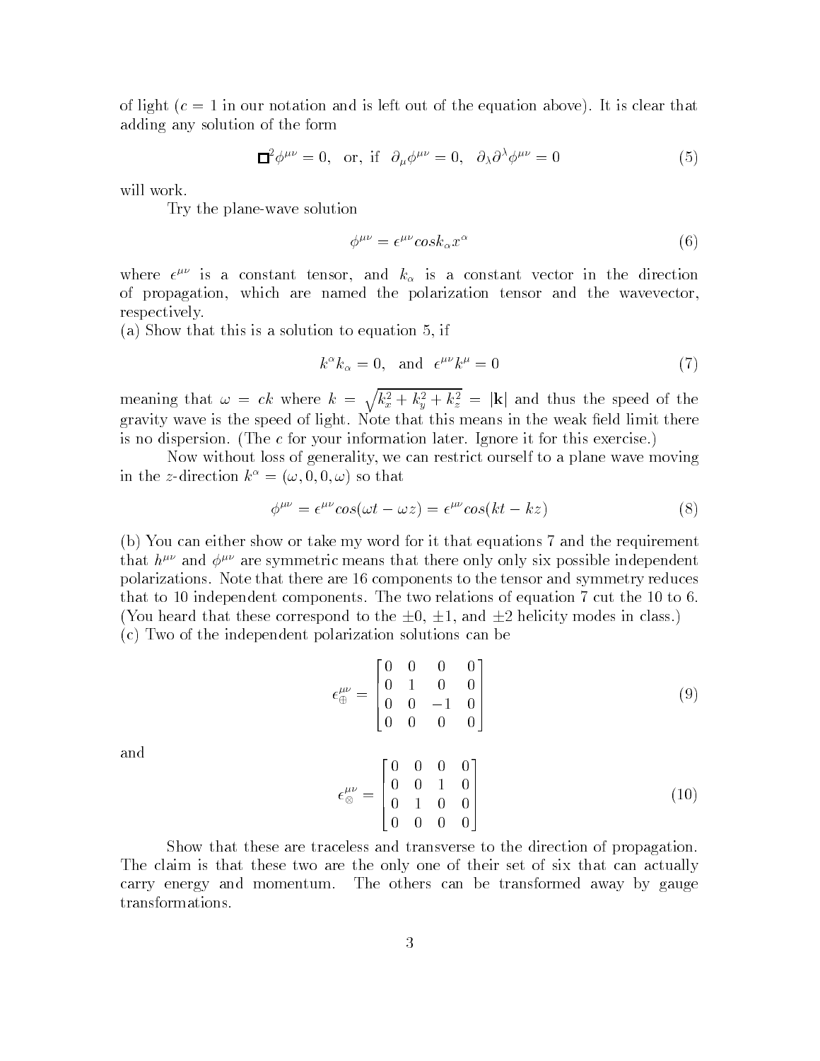of light ($c = 1$ in our notation and is left out of the equation above). It is clear that adding any solution of the form

$$\Box^2 \phi^{\mu\nu} = 0, \quad \text{or, if} \quad \partial_\mu \phi^{\mu\nu} = 0, \quad \partial_\lambda \partial^\lambda \phi^{\mu\nu} = 0 \tag{5}$$

will work.

Try the plane-wave solution

$$\phi^{\mu\nu} = \epsilon^{\mu\nu} cos k_\alpha x^\alpha \tag{6}$$

where $\epsilon^{\mu\nu}$ is a constant tensor, and $k_\alpha$ is a constant vector in the direction of propagation, which are named the polarization tensor and the wavevector, respectively.

(a) Show that this is a solution to equation 5, if

$$k^\alpha k_\alpha = 0, \quad \text{and} \quad \epsilon^{\mu\nu} k^\mu = 0 \tag{7}$$

meaning that $\omega = ck$ where $k = \sqrt{k_x^2 + k_y^2 + k_z^2} = |\mathbf{k}|$ and thus the speed of the gravity wave is the speed of light. Note that this means in the weak field limit there is no dispersion. (The $c$ for your information later. Ignore it for this exercise.)

Now without loss of generality, we can restrict ourself to a plane wave moving in the $z$-direction $k^\alpha = (\omega, 0, 0, \omega)$ so that

$$\phi^{\mu\nu} = \epsilon^{\mu\nu} cos(\omega t - \omega z) = \epsilon^{\mu\nu} cos(kt - kz) \tag{8}$$

(b) You can either show or take my word for it that equations 7 and the requirement that $h^{\mu\nu}$ and $\phi^{\mu\nu}$ are symmetric means that there only only six possible independent polarizations. Note that there are 16 components to the tensor and symmetry reduces that to 10 independent components. The two relations of equation 7 cut the 10 to 6. (You heard that these correspond to the $\pm 0$, $\pm 1$, and $\pm 2$ helicity modes in class.)

(c) Two of the independent polarization solutions can be

$$\epsilon_\oplus^{\mu\nu} = \begin{bmatrix} 0 & 0 & 0 & 0 \\ 0 & 1 & 0 & 0 \\ 0 & 0 & -1 & 0 \\ 0 & 0 & 0 & 0 \end{bmatrix} \tag{9}$$

and

$$\epsilon_\otimes^{\mu\nu} = \begin{bmatrix} 0 & 0 & 0 & 0 \\ 0 & 0 & 1 & 0 \\ 0 & 1 & 0 & 0 \\ 0 & 0 & 0 & 0 \end{bmatrix} \tag{10}$$

Show that these are traceless and transverse to the direction of propagation. The claim is that these two are the only one of their set of six that can actually carry energy and momentum. The others can be transformed away by gauge transformations.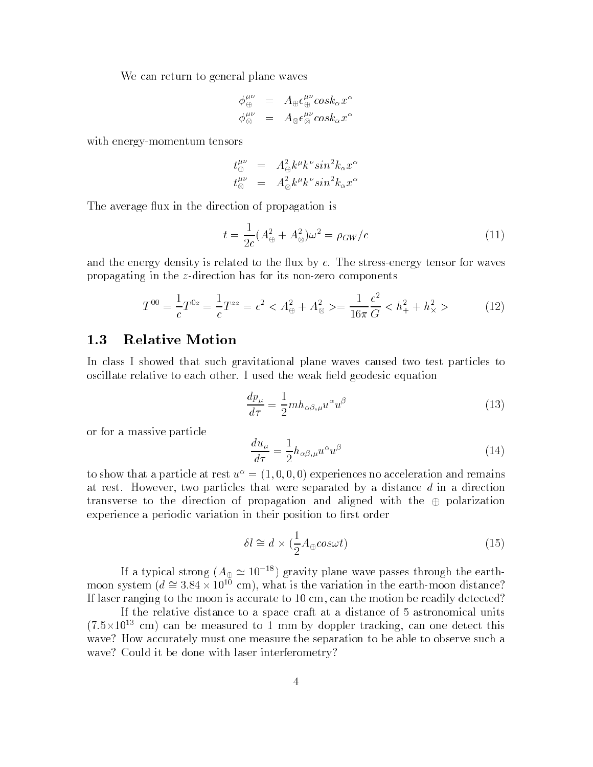We can return to general plane waves

$$\phi_{\oplus}^{\mu\nu} = A_{\oplus}\epsilon_{\oplus}^{\mu\nu} cos k_{\alpha}x^{\alpha}$$
$$\phi_{\otimes}^{\mu\nu} = A_{\otimes}\epsilon_{\otimes}^{\mu\nu} cos k_{\alpha}x^{\alpha}$$

with energy-momentum tensors

$$t_{\oplus}^{\mu\nu} = A_{\oplus}^{2} k^{\mu}k^{\nu} sin^{2} k_{\alpha}x^{\alpha}$$
$$t_{\otimes}^{\mu\nu} = A_{\otimes}^{2} k^{\mu}k^{\nu} sin^{2} k_{\alpha}x^{\alpha}$$

The average flux in the direction of propagation is

$$t = \frac{1}{2c}(A_{\oplus}^2 + A_{\otimes}^2)\omega^2 = \rho_{GW}/c \tag{11}$$

and the energy density is related to the flux by $c$. The stress-energy tensor for waves propagating in the $z$-direction has for its non-zero components

$$T^{00} = \frac{1}{c}T^{0z} = \frac{1}{c}T^{zz} = c^2 < A_{\oplus}^2 + A_{\otimes}^2 >= \frac{1}{16\pi}\frac{c^2}{G} < h_{+}^2 + h_{\times}^2 > \tag{12}$$

## 1.3 Relative Motion

In class I showed that such gravitational plane waves caused two test particles to oscillate relative to each other. I used the weak field geodesic equation

$$\frac{dp_{\mu}}{d\tau} = \frac{1}{2} m h_{\alpha\beta,\mu} u^{\alpha} u^{\beta} \tag{13}$$

or for a massive particle

$$\frac{du_{\mu}}{d\tau} = \frac{1}{2} h_{\alpha\beta,\mu} u^{\alpha} u^{\beta} \tag{14}$$

to show that a particle at rest $u^{\alpha} = (1, 0, 0, 0)$ experiences no acceleration and remains at rest. However, two particles that were separated by a distance $d$ in a direction transverse to the direction of propagation and aligned with the $\oplus$ polarization experience a periodic variation in their position to first order

$$\delta l \cong d \times (\frac{1}{2} A_{\oplus} cos\omega t) \tag{15}$$

If a typical strong ($A_{\oplus} \simeq 10^{-18}$) gravity plane wave passes through the earth-moon system ($d \cong 3.84 \times 10^{10}$ cm), what is the variation in the earth-moon distance? If laser ranging to the moon is accurate to 10 cm, can the motion be readily detected?

If the relative distance to a space craft at a distance of 5 astronomical units ($7.5 \times 10^{13}$ cm) can be measured to 1 mm by doppler tracking, can one detect this wave? How accurately must one measure the separation to be able to observe such a wave? Could it be done with laser interferometry?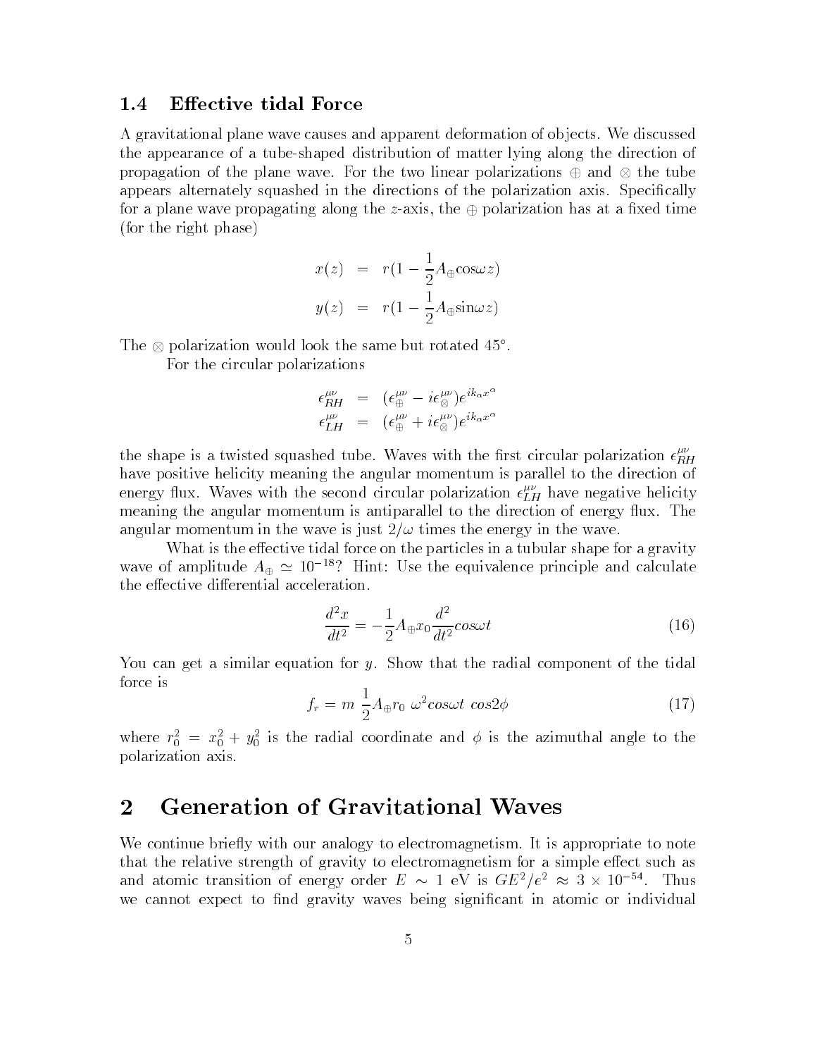### 1.4 Effective tidal Force

A gravitational plane wave causes and apparent deformation of objects. We discussed the appearance of a tube-shaped distribution of matter lying along the direction of propagation of the plane wave. For the two linear polarizations $\oplus$ and $\otimes$ the tube appears alternately squashed in the directions of the polarization axis. Specifically for a plane wave propagating along the $z$-axis, the $\oplus$ polarization has at a fixed time (for the right phase)

$$
\begin{aligned}
x(z) &= r(1 - \frac{1}{2}A_{\oplus}\cos\omega z) \\
y(z) &= r(1 - \frac{1}{2}A_{\oplus}\sin\omega z)
\end{aligned}
$$

The $\otimes$ polarization would look the same but rotated 45°.

For the circular polarizations

$$
\begin{aligned}
\epsilon^{\mu\nu}_{RH} &= (\epsilon^{\mu\nu}_{\oplus} - i\epsilon^{\mu\nu}_{\otimes})e^{ik_\alpha x^\alpha} \\
\epsilon^{\mu\nu}_{LH} &= (\epsilon^{\mu\nu}_{\oplus} + i\epsilon^{\mu\nu}_{\otimes})e^{ik_\alpha x^\alpha}
\end{aligned}
$$

the shape is a twisted squashed tube. Waves with the first circular polarization $\epsilon^{\mu\nu}_{RH}$ have positive helicity meaning the angular momentum is parallel to the direction of energy flux. Waves with the second circular polarization $\epsilon^{\mu\nu}_{LH}$ have negative helicity meaning the angular momentum is antiparallel to the direction of energy flux. The angular momentum in the wave is just $2/\omega$ times the energy in the wave.

What is the effective tidal force on the particles in a tubular shape for a gravity wave of amplitude $A_{\oplus} \simeq 10^{-18}$? Hint: Use the equivalence principle and calculate the effective differential acceleration.

$$
\frac{d^2x}{dt^2} = -\frac{1}{2}A_{\oplus}x_0\frac{d^2}{dt^2}cos\omega t \tag{16}
$$

You can get a similar equation for $y$. Show that the radial component of the tidal force is

$$
f_r = m\ \frac{1}{2}A_{\oplus}r_0\ \omega^2 cos\omega t\ cos2\phi \tag{17}
$$

where $r_0^2 = x_0^2 + y_0^2$ is the radial coordinate and $\phi$ is the azimuthal angle to the polarization axis.

## 2 Generation of Gravitational Waves

We continue briefly with our analogy to electromagnetism. It is appropriate to note that the relative strength of gravity to electromagnetism for a simple effect such as and atomic transition of energy order $E \sim 1$ eV is $GE^2/e^2 \approx 3 \times 10^{-54}$. Thus we cannot expect to find gravity waves being significant in atomic or individual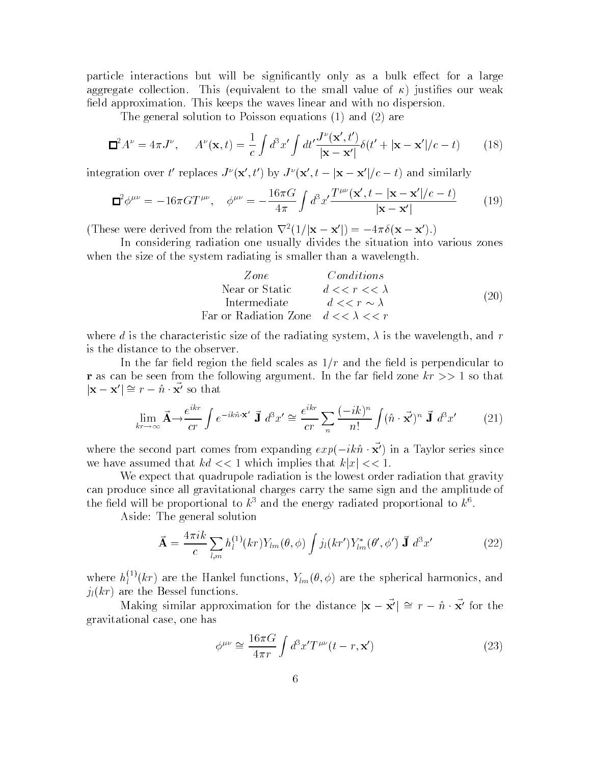particle interactions but will be significantly only as a bulk effect for a large aggregate collection. This (equivalent to the small value of $\kappa$) justifies our weak field approximation. This keeps the waves linear and with no dispersion.

The general solution to Poisson equations (1) and (2) are

$$\Box^2 A^\nu = 4\pi J^\nu, \quad A^\nu(\mathbf{x},t) = \frac{1}{c}\int d^3x' \int dt' \frac{J^\nu(\mathbf{x}',t')}{|\mathbf{x}-\mathbf{x}'|}\delta(t' + |\mathbf{x}-\mathbf{x}'|/c - t) \tag{18}$$

integration over $t'$ replaces $J^\nu(\mathbf{x}',t')$ by $J^\nu(\mathbf{x}', t - |\mathbf{x}-\mathbf{x}'|/c - t)$ and similarly

$$\Box^2 \phi^{\mu\nu} = -16\pi G T^{\mu\nu}, \quad \phi^{\mu\nu} = -\frac{16\pi G}{4\pi}\int d^3x' \frac{T^{\mu\nu}(\mathbf{x}', t - |\mathbf{x}-\mathbf{x}'|/c - t)}{|\mathbf{x}-\mathbf{x}'|} \tag{19}$$

(These were derived from the relation $\nabla^2(1/|\mathbf{x}-\mathbf{x}'|) = -4\pi\delta(\mathbf{x}-\mathbf{x}')$.)

In considering radiation one usually divides the situation into various zones when the size of the system radiating is smaller than a wavelength.

| *Zone* | *Conditions* |
|---|---|
| Near or Static | $d << r << \lambda$ |
| Intermediate | $d << r \sim \lambda$ |
| Far or Radiation Zone | $d << \lambda << r$ |

(20)

where $d$ is the characteristic size of the radiating system, $\lambda$ is the wavelength, and $r$ is the distance to the observer.

In the far field region the field scales as $1/r$ and the field is perpendicular to $\mathbf{r}$ as can be seen from the following argument. In the far field zone $kr >> 1$ so that $|\mathbf{x}-\mathbf{x}'| \cong r - \hat{n}\cdot\vec{\mathbf{x}'}$ so that

$$\lim_{kr\to\infty} \vec{\mathbf{A}} \to \frac{e^{ikr}}{cr}\int e^{-ik\hat{n}\cdot\mathbf{x}'}\ \vec{\mathbf{J}}\ d^3x' \cong \frac{e^{ikr}}{cr}\sum_n \frac{(-ik)^n}{n!}\int (\hat{n}\cdot\vec{\mathbf{x}'})^n\ \vec{\mathbf{J}}\ d^3x' \tag{21}$$

where the second part comes from expanding $exp(-ik\hat{n}\cdot\vec{\mathbf{x}'})$ in a Taylor series since we have assumed that $kd << 1$ which implies that $k|x| << 1$.

We expect that quadrupole radiation is the lowest order radiation that gravity can produce since all gravitational charges carry the same sign and the amplitude of the field will be proportional to $k^3$ and the energy radiated proportional to $k^6$.

Aside: The general solution

$$\vec{\mathbf{A}} = \frac{4\pi ik}{c}\sum_{l,m} h_l^{(1)}(kr) Y_{lm}(\theta,\phi)\int j_l(kr') Y^*_{lm}(\theta',\phi')\ \vec{\mathbf{J}}\ d^3x' \tag{22}$$

where $h_l^{(1)}(kr)$ are the Hankel functions, $Y_{lm}(\theta,\phi)$ are the spherical harmonics, and $j_l(kr)$ are the Bessel functions.

Making similar approximation for the distance $|\mathbf{x}-\vec{\mathbf{x}'}| \cong r - \hat{n}\cdot\vec{\mathbf{x}'}$ for the gravitational case, one has

$$\phi^{\mu\nu} \cong \frac{16\pi G}{4\pi r}\int d^3x' T^{\mu\nu}(t-r,\mathbf{x}') \tag{23}$$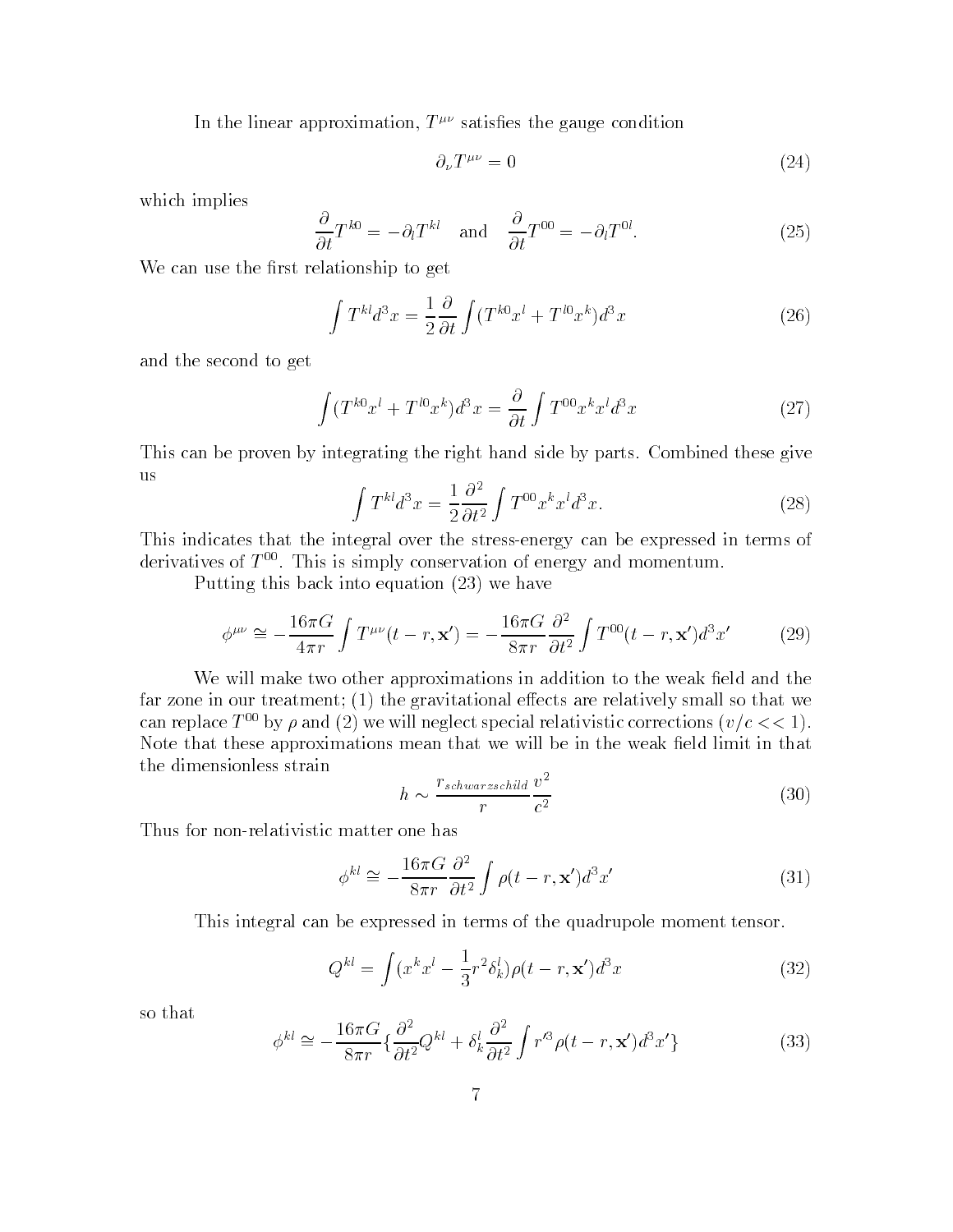In the linear approximation, $T^{\mu\nu}$ satisfies the gauge condition

$$\partial_\nu T^{\mu\nu} = 0 \tag{24}$$

which implies

$$\frac{\partial}{\partial t} T^{k0} = -\partial_l T^{kl} \quad \text{and} \quad \frac{\partial}{\partial t} T^{00} = -\partial_l T^{0l}. \tag{25}$$

We can use the first relationship to get

$$\int T^{kl} d^3x = \frac{1}{2}\frac{\partial}{\partial t}\int (T^{k0}x^l + T^{l0}x^k) d^3x \tag{26}$$

and the second to get

$$\int (T^{k0}x^l + T^{l0}x^k) d^3x = \frac{\partial}{\partial t}\int T^{00}x^k x^l d^3x \tag{27}$$

This can be proven by integrating the right hand side by parts. Combined these give us

$$\int T^{kl} d^3x = \frac{1}{2}\frac{\partial^2}{\partial t^2}\int T^{00}x^k x^l d^3x. \tag{28}$$

This indicates that the integral over the stress-energy can be expressed in terms of derivatives of $T^{00}$. This is simply conservation of energy and momentum.

Putting this back into equation (23) we have

$$\phi^{\mu\nu} \cong -\frac{16\pi G}{4\pi r}\int T^{\mu\nu}(t - r, \mathbf{x}') = -\frac{16\pi G}{8\pi r}\frac{\partial^2}{\partial t^2}\int T^{00}(t - r, \mathbf{x}') d^3x' \tag{29}$$

We will make two other approximations in addition to the weak field and the far zone in our treatment; (1) the gravitational effects are relatively small so that we can replace $T^{00}$ by $\rho$ and (2) we will neglect special relativistic corrections ($v/c << 1$). Note that these approximations mean that we will be in the weak field limit in that the dimensionless strain

$$h \sim \frac{r_{schwarzschild}}{r}\frac{v^2}{c^2} \tag{30}$$

Thus for non-relativistic matter one has

$$\phi^{kl} \cong -\frac{16\pi G}{8\pi r}\frac{\partial^2}{\partial t^2}\int \rho(t - r, \mathbf{x}') d^3x' \tag{31}$$

This integral can be expressed in terms of the quadrupole moment tensor.

$$Q^{kl} = \int (x^k x^l - \frac{1}{3}r^2\delta_k^l)\rho(t - r, \mathbf{x}') d^3x \tag{32}$$

so that

$$\phi^{kl} \cong -\frac{16\pi G}{8\pi r}\{\frac{\partial^2}{\partial t^2}Q^{kl} + \delta_k^l \frac{\partial^2}{\partial t^2}\int r'^3 \rho(t - r, \mathbf{x}') d^3x'\} \tag{33}$$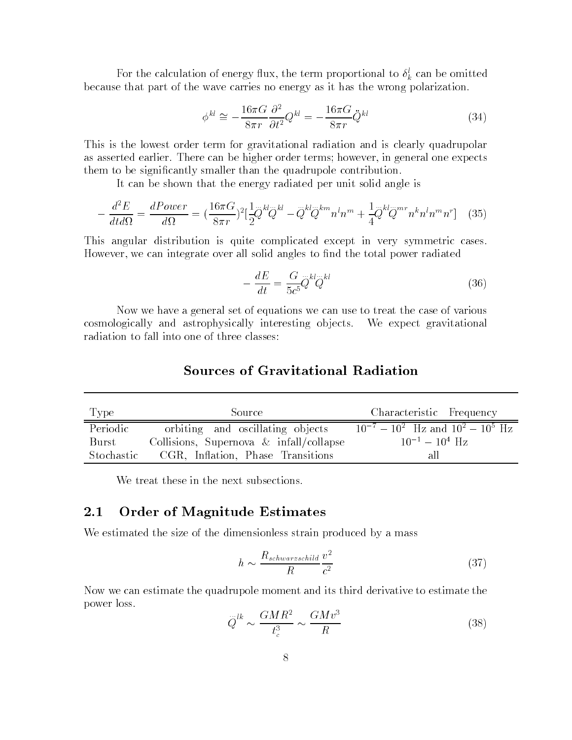For the calculation of energy flux, the term proportional to $\delta^l_k$ can be omitted because that part of the wave carries no energy as it has the wrong polarization.

$$\phi^{kl} \cong -\frac{16\pi G}{8\pi r}\frac{\partial^2}{\partial t^2}Q^{kl} = -\frac{16\pi G}{8\pi r}\ddot{Q}^{kl} \tag{34}$$

This is the lowest order term for gravitational radiation and is clearly quadrupolar as asserted earlier. There can be higher order terms; however, in general one expects them to be significantly smaller than the quadrupole contribution.

It can be shown that the energy radiated per unit solid angle is

$$-\frac{d^2E}{dtd\Omega} = \frac{dPower}{d\Omega} = (\frac{16\pi G}{8\pi r})^2[\frac{1}{2}\dddot{Q}^{kl}\dddot{Q}^{kl} - \dddot{Q}^{kl}\dddot{Q}^{km}n^l n^m + \frac{1}{4}\dddot{Q}^{kl}\dddot{Q}^{mr}n^k n^l n^m n^r] \tag{35}$$

This angular distribution is quite complicated except in very symmetric cases. However, we can integrate over all solid angles to find the total power radiated

$$-\frac{dE}{dt} = \frac{G}{5c^5}\dddot{Q}^{kl}\dddot{Q}^{kl} \tag{36}$$

Now we have a general set of equations we can use to treat the case of various cosmologically and astrophysically interesting objects. We expect gravitational radiation to fall into one of three classes:

## Sources of Gravitational Radiation

| Type | Source | Characteristic Frequency |
|---|---|---|
| Periodic | orbiting and oscillating objects | $10^{-7} - 10^{2}$ Hz and $10^{2} - 10^{5}$ Hz |
| Burst | Collisions, Supernova & infall/collapse | $10^{-1} - 10^{4}$ Hz |
| Stochastic | CGR, Inflation, Phase Transitions | all |

We treat these in the next subsections.

## 2.1 Order of Magnitude Estimates

We estimated the size of the dimensionless strain produced by a mass

$$h \sim \frac{R_{schwarzschild}}{R}\frac{v^2}{c^2} \tag{37}$$

Now we can estimate the quadrupole moment and its third derivative to estimate the power loss.

$$\dddot{Q}^{lk} \sim \frac{GMR^2}{t_c^3} \sim \frac{GMv^3}{R} \tag{38}$$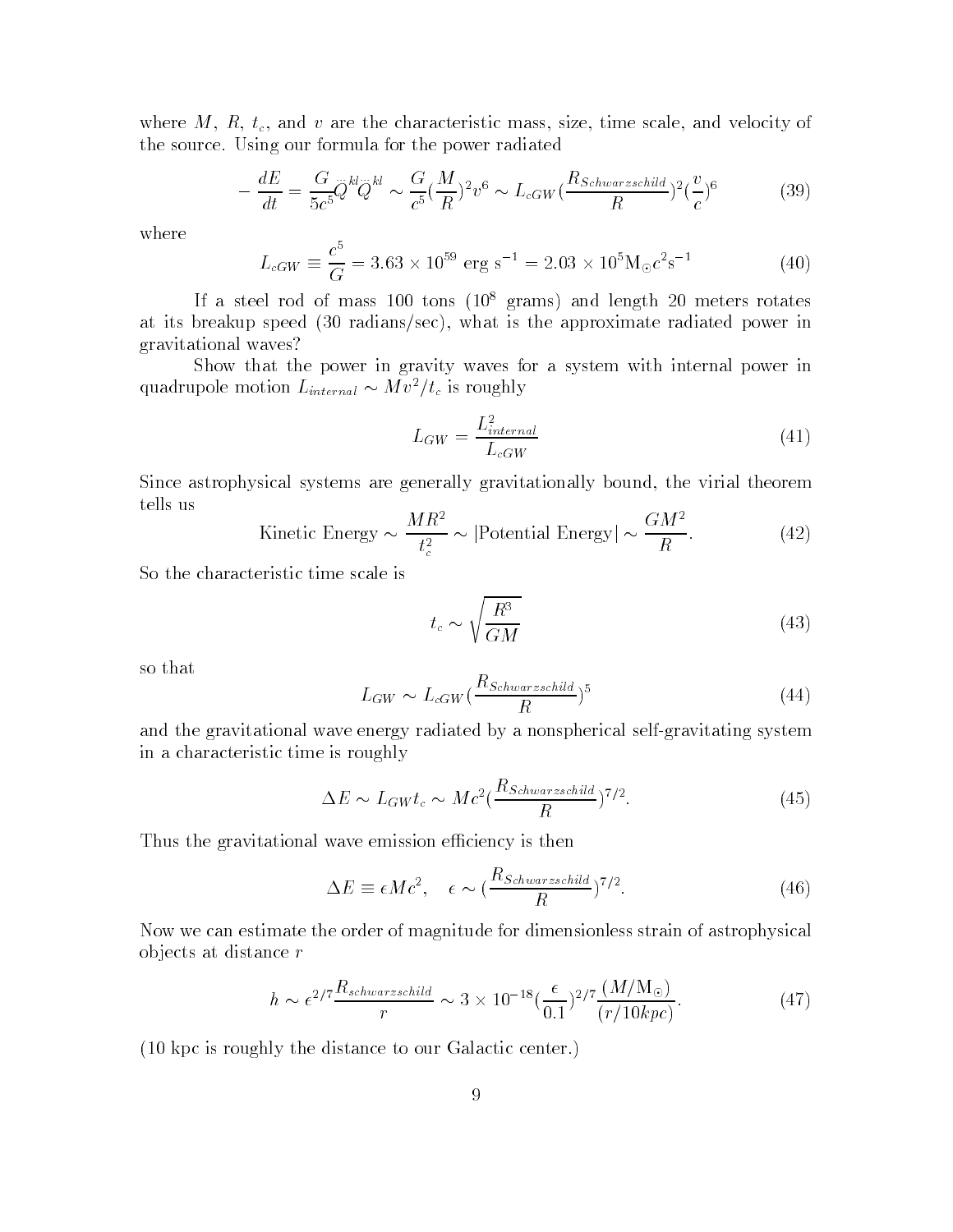where $M$, $R$, $t_c$, and $v$ are the characteristic mass, size, time scale, and velocity of the source. Using our formula for the power radiated

$$-\frac{dE}{dt} = \frac{G}{5c^5}\dddot{Q}^{kl}\dddot{Q}^{kl} \sim \frac{G}{c^5}\left(\frac{M}{R}\right)^2 v^6 \sim L_{cGW}\left(\frac{R_{Schwarzschild}}{R}\right)^2\left(\frac{v}{c}\right)^6 \tag{39}$$

where

$$L_{cGW} \equiv \frac{c^5}{G} = 3.63 \times 10^{59}\ \text{erg s}^{-1} = 2.03 \times 10^5 \text{M}_\odot c^2 \text{s}^{-1} \tag{40}$$

If a steel rod of mass 100 tons ($10^8$ grams) and length 20 meters rotates at its breakup speed (30 radians/sec), what is the approximate radiated power in gravitational waves?

Show that the power in gravity waves for a system with internal power in quadrupole motion $L_{internal} \sim Mv^2/t_c$ is roughly

$$L_{GW} = \frac{L^2_{internal}}{L_{cGW}} \tag{41}$$

Since astrophysical systems are generally gravitationally bound, the virial theorem tells us

$$\text{Kinetic Energy} \sim \frac{MR^2}{t_c^2} \sim |\text{Potential Energy}| \sim \frac{GM^2}{R}. \tag{42}$$

So the characteristic time scale is

$$t_c \sim \sqrt{\frac{R^3}{GM}} \tag{43}$$

so that

$$L_{GW} \sim L_{cGW}\left(\frac{R_{Schwarzschild}}{R}\right)^5 \tag{44}$$

and the gravitational wave energy radiated by a nonspherical self-gravitating system in a characteristic time is roughly

$$\Delta E \sim L_{GW} t_c \sim Mc^2\left(\frac{R_{Schwarzschild}}{R}\right)^{7/2}. \tag{45}$$

Thus the gravitational wave emission efficiency is then

$$\Delta E \equiv \epsilon Mc^2, \quad \epsilon \sim \left(\frac{R_{Schwarzschild}}{R}\right)^{7/2}. \tag{46}$$

Now we can estimate the order of magnitude for dimensionless strain of astrophysical objects at distance $r$

$$h \sim \epsilon^{2/7}\frac{R_{schwarzschild}}{r} \sim 3 \times 10^{-18}\left(\frac{\epsilon}{0.1}\right)^{2/7}\frac{(M/\text{M}_\odot)}{(r/10kpc)}. \tag{47}$$

(10 kpc is roughly the distance to our Galactic center.)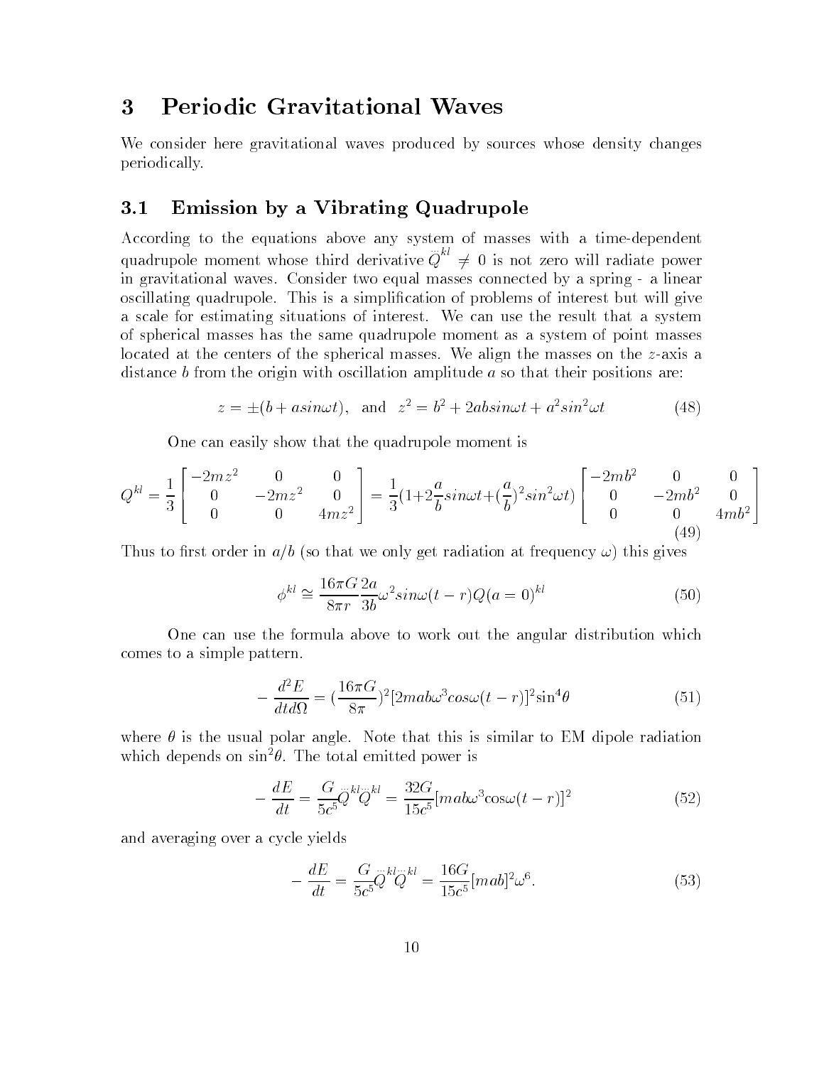# 3 Periodic Gravitational Waves

We consider here gravitational waves produced by sources whose density changes periodically.

## 3.1 Emission by a Vibrating Quadrupole

According to the equations above any system of masses with a time-dependent quadrupole moment whose third derivative $\dddot{Q}^{kl} \neq 0$ is not zero will radiate power in gravitational waves. Consider two equal masses connected by a spring - a linear oscillating quadrupole. This is a simplification of problems of interest but will give a scale for estimating situations of interest. We can use the result that a system of spherical masses has the same quadrupole moment as a system of point masses located at the centers of the spherical masses. We align the masses on the $z$-axis a distance $b$ from the origin with oscillation amplitude $a$ so that their positions are:

$$z = \pm(b + asin\omega t), \quad \text{and} \quad z^2 = b^2 + 2absin\omega t + a^2 sin^2\omega t \tag{48}$$

One can easily show that the quadrupole moment is

$$Q^{kl} = \frac{1}{3}\begin{bmatrix} -2mz^2 & 0 & 0 \\ 0 & -2mz^2 & 0 \\ 0 & 0 & 4mz^2 \end{bmatrix} = \frac{1}{3}(1+2\frac{a}{b}sin\omega t+(\frac{a}{b})^2 sin^2\omega t)\begin{bmatrix} -2mb^2 & 0 & 0 \\ 0 & -2mb^2 & 0 \\ 0 & 0 & 4mb^2 \end{bmatrix} \tag{49}$$

Thus to first order in $a/b$ (so that we only get radiation at frequency $\omega$) this gives

$$\phi^{kl} \cong \frac{16\pi G}{8\pi r}\frac{2a}{3b}\omega^2 sin\omega(t-r)Q(a=0)^{kl} \tag{50}$$

One can use the formula above to work out the angular distribution which comes to a simple pattern.

$$-\frac{d^2E}{dtd\Omega} = (\frac{16\pi G}{8\pi})^2[2mab\omega^3 cos\omega(t-r)]^2 \sin^4\theta \tag{51}$$

where $\theta$ is the usual polar angle. Note that this is similar to EM dipole radiation which depends on $\sin^2\theta$. The total emitted power is

$$-\frac{dE}{dt} = \frac{G}{5c^5}\dddot{Q}^{kl}\dddot{Q}^{kl} = \frac{32G}{15c^5}[mab\omega^3 \cos\omega(t-r)]^2 \tag{52}$$

and averaging over a cycle yields

$$-\frac{dE}{dt} = \frac{G}{5c^5}\dddot{Q}^{kl}\dddot{Q}^{kl} = \frac{16G}{15c^5}[mab]^2\omega^6. \tag{53}$$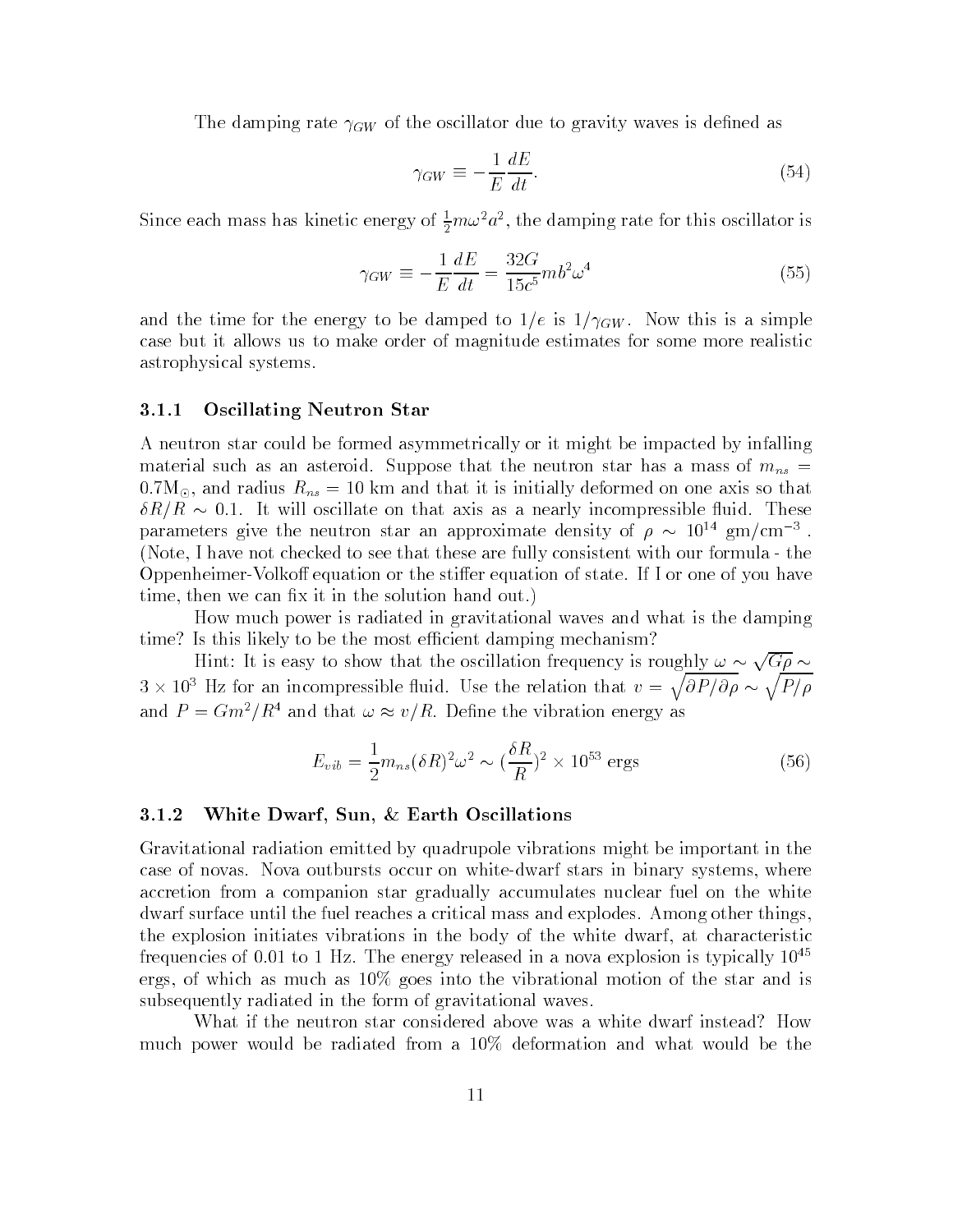The damping rate $\gamma_{GW}$ of the oscillator due to gravity waves is defined as

$$\gamma_{GW} \equiv -\frac{1}{E}\frac{dE}{dt}. \tag{54}$$

Since each mass has kinetic energy of $\frac{1}{2}m\omega^2 a^2$, the damping rate for this oscillator is

$$\gamma_{GW} \equiv -\frac{1}{E}\frac{dE}{dt} = \frac{32G}{15c^5}mb^2\omega^4 \tag{55}$$

and the time for the energy to be damped to $1/e$ is $1/\gamma_{GW}$. Now this is a simple case but it allows us to make order of magnitude estimates for some more realistic astrophysical systems.

### 3.1.1 Oscillating Neutron Star

A neutron star could be formed asymmetrically or it might be impacted by infalling material such as an asteroid. Suppose that the neutron star has a mass of $m_{ns} = 0.7\mathrm{M}_{\odot}$, and radius $R_{ns} = 10$ km and that it is initially deformed on one axis so that $\delta R/R \sim 0.1$. It will oscillate on that axis as a nearly incompressible fluid. These parameters give the neutron star an approximate density of $\rho \sim 10^{14}$ gm/cm$^{-3}$. (Note, I have not checked to see that these are fully consistent with our formula - the Oppenheimer-Volkoff equation or the stiffer equation of state. If I or one of you have time, then we can fix it in the solution hand out.)

How much power is radiated in gravitational waves and what is the damping time? Is this likely to be the most efficient damping mechanism?

Hint: It is easy to show that the oscillation frequency is roughly $\omega \sim \sqrt{G\rho} \sim 3 \times 10^3$ Hz for an incompressible fluid. Use the relation that $v = \sqrt{\partial P/\partial \rho} \sim \sqrt{P/\rho}$ and $P = Gm^2/R^4$ and that $\omega \approx v/R$. Define the vibration energy as

$$E_{vib} = \frac{1}{2}m_{ns}(\delta R)^2\omega^2 \sim (\frac{\delta R}{R})^2 \times 10^{53} \text{ ergs} \tag{56}$$

### 3.1.2 White Dwarf, Sun, & Earth Oscillations

Gravitational radiation emitted by quadrupole vibrations might be important in the case of novas. Nova outbursts occur on white-dwarf stars in binary systems, where accretion from a companion star gradually accumulates nuclear fuel on the white dwarf surface until the fuel reaches a critical mass and explodes. Among other things, the explosion initiates vibrations in the body of the white dwarf, at characteristic frequencies of 0.01 to 1 Hz. The energy released in a nova explosion is typically $10^{45}$ ergs, of which as much as 10% goes into the vibrational motion of the star and is subsequently radiated in the form of gravitational waves.

What if the neutron star considered above was a white dwarf instead? How much power would be radiated from a 10% deformation and what would be the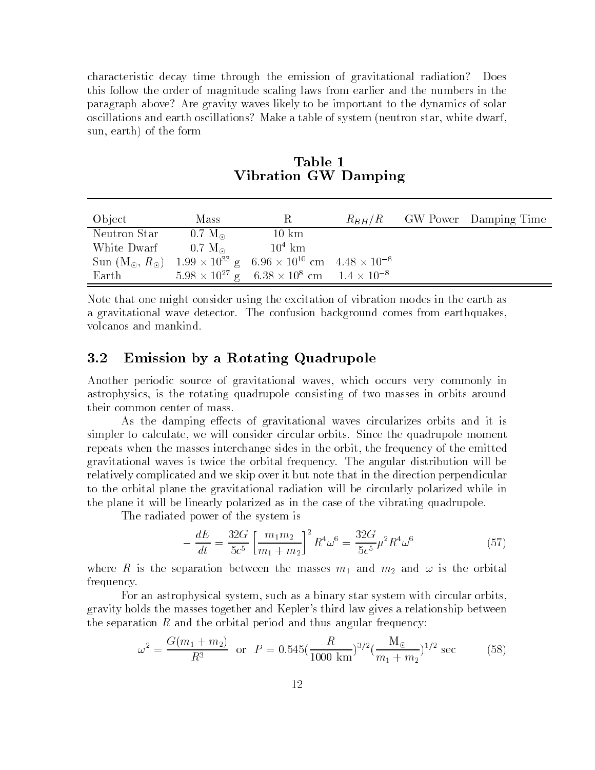characteristic decay time through the emission of gravitational radiation? Does this follow the order of magnitude scaling laws from earlier and the numbers in the paragraph above? Are gravity waves likely to be important to the dynamics of solar oscillations and earth oscillations? Make a table of system (neutron star, white dwarf, sun, earth) of the form

**Table 1**
**Vibration GW Damping**

| Object | Mass | R | $R_{BH}/R$ | GW Power | Damping Time |
|---|---|---|---|---|---|
| Neutron Star | 0.7 $M_\odot$ | 10 km | | | |
| White Dwarf | 0.7 $M_\odot$ | $10^4$ km | | | |
| Sun ($M_\odot$, $R_\odot$) | $1.99 \times 10^{33}$ g | $6.96 \times 10^{10}$ cm | $4.48 \times 10^{-6}$ | | |
| Earth | $5.98 \times 10^{27}$ g | $6.38 \times 10^{8}$ cm | $1.4 \times 10^{-8}$ | | |

Note that one might consider using the excitation of vibration modes in the earth as a gravitational wave detector. The confusion background comes from earthquakes, volcanos and mankind.

## 3.2 Emission by a Rotating Quadrupole

Another periodic source of gravitational waves, which occurs very commonly in astrophysics, is the rotating quadrupole consisting of two masses in orbits around their common center of mass.

As the damping effects of gravitational waves circularizes orbits and it is simpler to calculate, we will consider circular orbits. Since the quadrupole moment repeats when the masses interchange sides in the orbit, the frequency of the emitted gravitational waves is twice the orbital frequency. The angular distribution will be relatively complicated and we skip over it but note that in the direction perpendicular to the orbital plane the gravitational radiation will be circularly polarized while in the plane it will be linearly polarized as in the case of the vibrating quadrupole.

The radiated power of the system is

$$-\frac{dE}{dt} = \frac{32G}{5c^5}\left[\frac{m_1 m_2}{m_1 + m_2}\right]^2 R^4 \omega^6 = \frac{32G}{5c^5}\mu^2 R^4 \omega^6 \tag{57}$$

where $R$ is the separation between the masses $m_1$ and $m_2$ and $\omega$ is the orbital frequency.

For an astrophysical system, such as a binary star system with circular orbits, gravity holds the masses together and Kepler's third law gives a relationship between the separation $R$ and the orbital period and thus angular frequency:

$$\omega^2 = \frac{G(m_1 + m_2)}{R^3} \quad \text{or} \quad P = 0.545\left(\frac{R}{1000 \text{ km}}\right)^{3/2}\left(\frac{M_\odot}{m_1 + m_2}\right)^{1/2} \text{sec} \tag{58}$$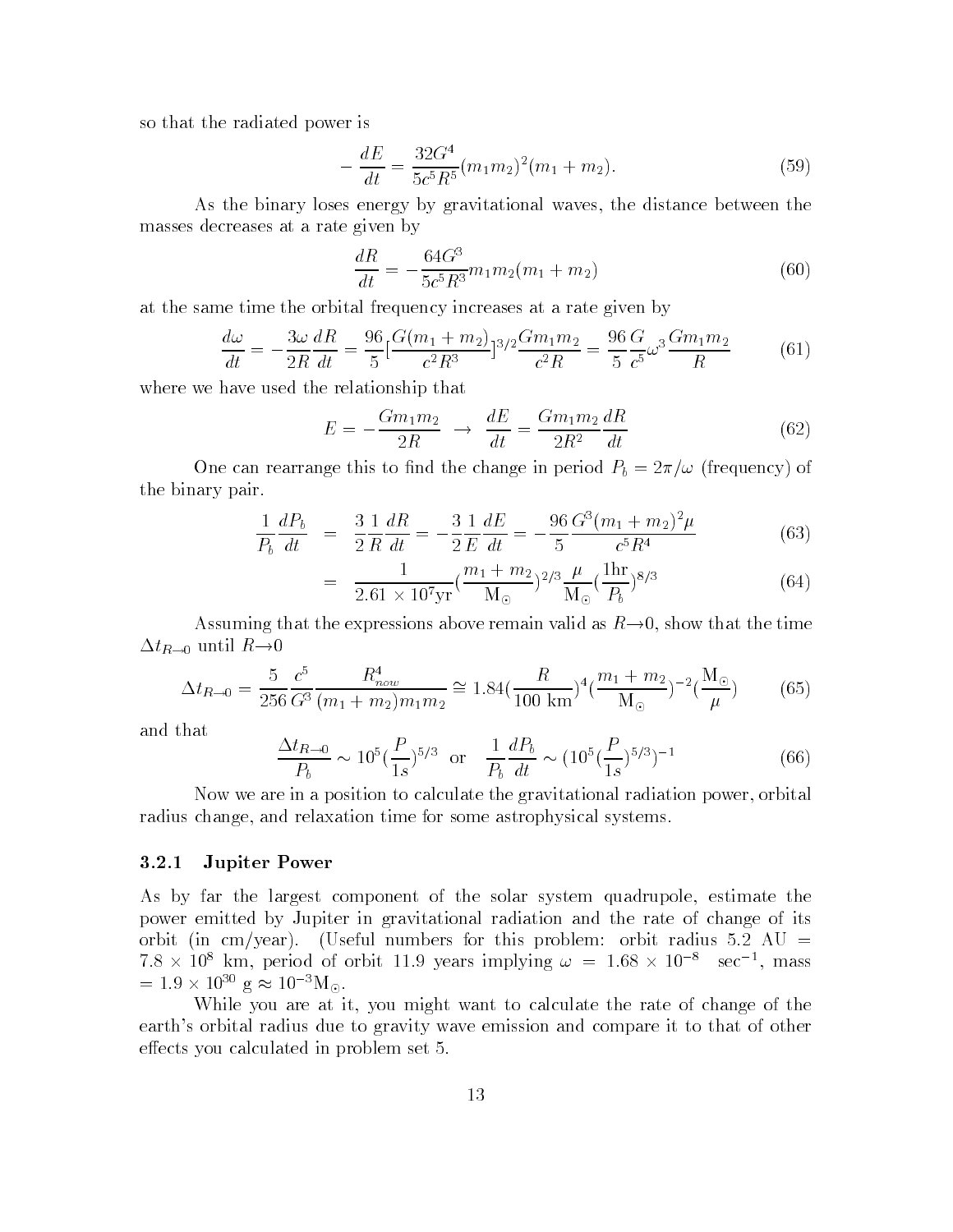so that the radiated power is

$$-\frac{dE}{dt} = \frac{32G^4}{5c^5R^5}(m_1m_2)^2(m_1+m_2). \tag{59}$$

As the binary loses energy by gravitational waves, the distance between the masses decreases at a rate given by

$$\frac{dR}{dt} = -\frac{64G^3}{5c^5R^3}m_1m_2(m_1+m_2) \tag{60}$$

at the same time the orbital frequency increases at a rate given by

$$\frac{d\omega}{dt} = -\frac{3\omega}{2R}\frac{dR}{dt} = \frac{96}{5}\left[\frac{G(m_1+m_2)}{c^2R^3}\right]^{3/2}\frac{Gm_1m_2}{c^2R} = \frac{96}{5}\frac{G}{c^5}\omega^3\frac{Gm_1m_2}{R} \tag{61}$$

where we have used the relationship that

$$E = -\frac{Gm_1m_2}{2R} \;\rightarrow\; \frac{dE}{dt} = \frac{Gm_1m_2}{2R^2}\frac{dR}{dt} \tag{62}$$

One can rearrange this to find the change in period $P_b = 2\pi/\omega$ (frequency) of the binary pair.

$$\frac{1}{P_b}\frac{dP_b}{dt} = \frac{3}{2}\frac{1}{R}\frac{dR}{dt} = -\frac{3}{2}\frac{1}{E}\frac{dE}{dt} = -\frac{96}{5}\frac{G^3(m_1+m_2)^2\mu}{c^5R^4} \tag{63}$$

$$= \frac{1}{2.61\times 10^7\mathrm{yr}}\left(\frac{m_1+m_2}{\mathrm{M}_\odot}\right)^{2/3}\frac{\mu}{\mathrm{M}_\odot}\left(\frac{1\mathrm{hr}}{P_b}\right)^{8/3} \tag{64}$$

Assuming that the expressions above remain valid as $R\rightarrow 0$, show that the time $\Delta t_{R\rightarrow 0}$ until $R\rightarrow 0$

$$\Delta t_{R\rightarrow 0} = \frac{5}{256}\frac{c^5}{G^3}\frac{R_{now}^4}{(m_1+m_2)m_1m_2} \cong 1.84\left(\frac{R}{100\ \mathrm{km}}\right)^4\left(\frac{m_1+m_2}{\mathrm{M}_\odot}\right)^{-2}\left(\frac{\mathrm{M}_\odot}{\mu}\right) \tag{65}$$

and that

$$\frac{\Delta t_{R\rightarrow 0}}{P_b} \sim 10^5\left(\frac{P}{1s}\right)^{5/3} \quad \text{or} \quad \frac{1}{P_b}\frac{dP_b}{dt} \sim \left(10^5\left(\frac{P}{1s}\right)^{5/3}\right)^{-1} \tag{66}$$

Now we are in a position to calculate the gravitational radiation power, orbital radius change, and relaxation time for some astrophysical systems.

### 3.2.1 Jupiter Power

As by far the largest component of the solar system quadrupole, estimate the power emitted by Jupiter in gravitational radiation and the rate of change of its orbit (in cm/year). (Useful numbers for this problem: orbit radius 5.2 AU = $7.8\times 10^8$ km, period of orbit 11.9 years implying $\omega = 1.68\times 10^{-8}$ sec$^{-1}$, mass $= 1.9\times 10^{30}$ g $\approx 10^{-3}\mathrm{M}_\odot$.

While you are at it, you might want to calculate the rate of change of the earth's orbital radius due to gravity wave emission and compare it to that of other effects you calculated in problem set 5.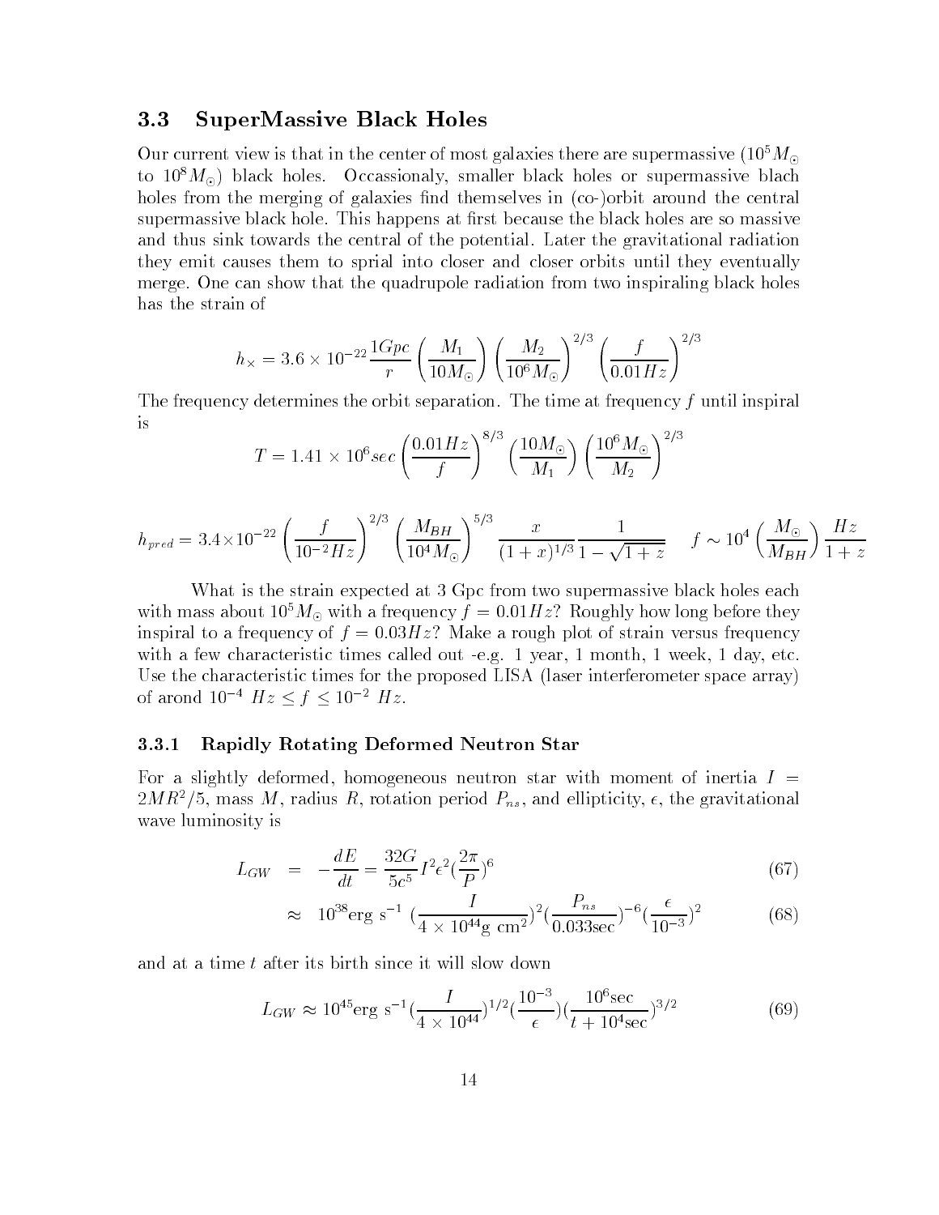## 3.3 SuperMassive Black Holes

Our current view is that in the center of most galaxies there are supermassive ($10^5 M_\odot$ to $10^8 M_\odot$) black holes. Occassionaly, smaller black holes or supermassive blach holes from the merging of galaxies find themselves in (co-)orbit around the central supermassive black hole. This happens at first because the black holes are so massive and thus sink towards the central of the potential. Later the gravitational radiation they emit causes them to sprial into closer and closer orbits until they eventually merge. One can show that the quadrupole radiation from two inspiraling black holes has the strain of

$$h_\times = 3.6 \times 10^{-22} \frac{1Gpc}{r} \left(\frac{M_1}{10 M_\odot}\right) \left(\frac{M_2}{10^6 M_\odot}\right)^{2/3} \left(\frac{f}{0.01 Hz}\right)^{2/3}$$

The frequency determines the orbit separation. The time at frequency $f$ until inspiral is

$$T = 1.41 \times 10^6 sec \left(\frac{0.01 Hz}{f}\right)^{8/3} \left(\frac{10 M_\odot}{M_1}\right) \left(\frac{10^6 M_\odot}{M_2}\right)^{2/3}$$

$$h_{pred} = 3.4 \times 10^{-22} \left(\frac{f}{10^{-2} Hz}\right)^{2/3} \left(\frac{M_{BH}}{10^4 M_\odot}\right)^{5/3} \frac{x}{(1+x)^{1/3}} \frac{1}{1 - \sqrt{1+z}} \qquad f \sim 10^4 \left(\frac{M_\odot}{M_{BH}}\right) \frac{Hz}{1+z}$$

What is the strain expected at 3 Gpc from two supermassive black holes each with mass about $10^5 M_\odot$ with a frequency $f = 0.01 Hz$? Roughly how long before they inspiral to a frequency of $f = 0.03 Hz$? Make a rough plot of strain versus frequency with a few characteristic times called out -e.g. 1 year, 1 month, 1 week, 1 day, etc. Use the characteristic times for the proposed LISA (laser interferometer space array) of arond $10^{-4}\ Hz \leq f \leq 10^{-2}\ Hz$.

### 3.3.1 Rapidly Rotating Deformed Neutron Star

For a slightly deformed, homogeneous neutron star with moment of inertia $I = 2MR^2/5$, mass $M$, radius $R$, rotation period $P_{ns}$, and ellipticity, $\epsilon$, the gravitational wave luminosity is

$$L_{GW} = -\frac{dE}{dt} = \frac{32G}{5c^5} I^2 \epsilon^2 \left(\frac{2\pi}{P}\right)^6 \tag{67}$$

$$\approx 10^{38} \text{erg s}^{-1} \left(\frac{I}{4 \times 10^{44} \text{g cm}^2}\right)^2 \left(\frac{P_{ns}}{0.033 \text{sec}}\right)^{-6} \left(\frac{\epsilon}{10^{-3}}\right)^2 \tag{68}$$

and at a time $t$ after its birth since it will slow down

$$L_{GW} \approx 10^{45} \text{erg s}^{-1} \left(\frac{I}{4 \times 10^{44}}\right)^{1/2} \left(\frac{10^{-3}}{\epsilon}\right) \left(\frac{10^6 \text{sec}}{t + 10^4 \text{sec}}\right)^{3/2} \tag{69}$$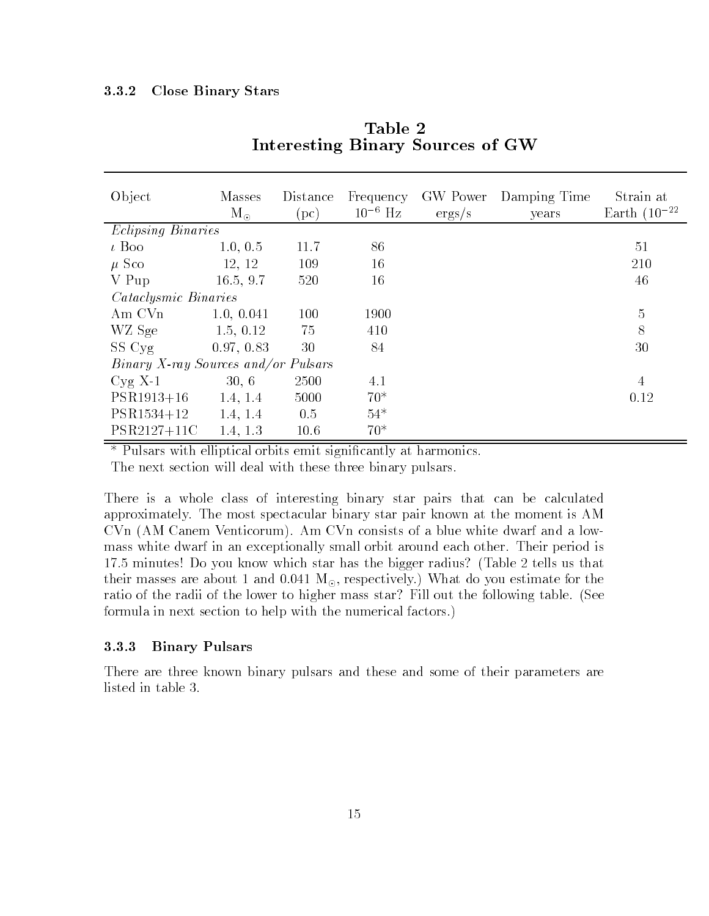### 3.3.2 Close Binary Stars

**Table 2**
**Interesting Binary Sources of GW**

| Object | Masses $M_{\odot}$ | Distance (pc) | Frequency $10^{-6}$ Hz | GW Power ergs/s | Damping Time years | Strain at Earth ($10^{-22}$ |
|---|---|---|---|---|---|---|
| *Eclipsing Binaries* | | | | | | |
| $\iota$ Boo | 1.0, 0.5 | 11.7 | 86 | | | 51 |
| $\mu$ Sco | 12, 12 | 109 | 16 | | | 210 |
| V Pup | 16.5, 9.7 | 520 | 16 | | | 46 |
| *Cataclysmic Binaries* | | | | | | |
| Am CVn | 1.0, 0.041 | 100 | 1900 | | | 5 |
| WZ Sge | 1.5, 0.12 | 75 | 410 | | | 8 |
| SS Cyg | 0.97, 0.83 | 30 | 84 | | | 30 |
| *Binary X-ray Sources and/or Pulsars* | | | | | | |
| Cyg X-1 | 30, 6 | 2500 | 4.1 | | | 4 |
| PSR1913+16 | 1.4, 1.4 | 5000 | 70* | | | 0.12 |
| PSR1534+12 | 1.4, 1.4 | 0.5 | 54* | | | |
| PSR2127+11C | 1.4, 1.3 | 10.6 | 70* | | | |

\* Pulsars with elliptical orbits emit significantly at harmonics.
The next section will deal with these three binary pulsars.

There is a whole class of interesting binary star pairs that can be calculated approximately. The most spectacular binary star pair known at the moment is AM CVn (AM Canem Venticorum). Am CVn consists of a blue white dwarf and a low-mass white dwarf in an exceptionally small orbit around each other. Their period is 17.5 minutes! Do you know which star has the bigger radius? (Table 2 tells us that their masses are about 1 and 0.041 $M_{\odot}$, respectively.) What do you estimate for the ratio of the radii of the lower to higher mass star? Fill out the following table. (See formula in next section to help with the numerical factors.)

### 3.3.3 Binary Pulsars

There are three known binary pulsars and these and some of their parameters are listed in table 3.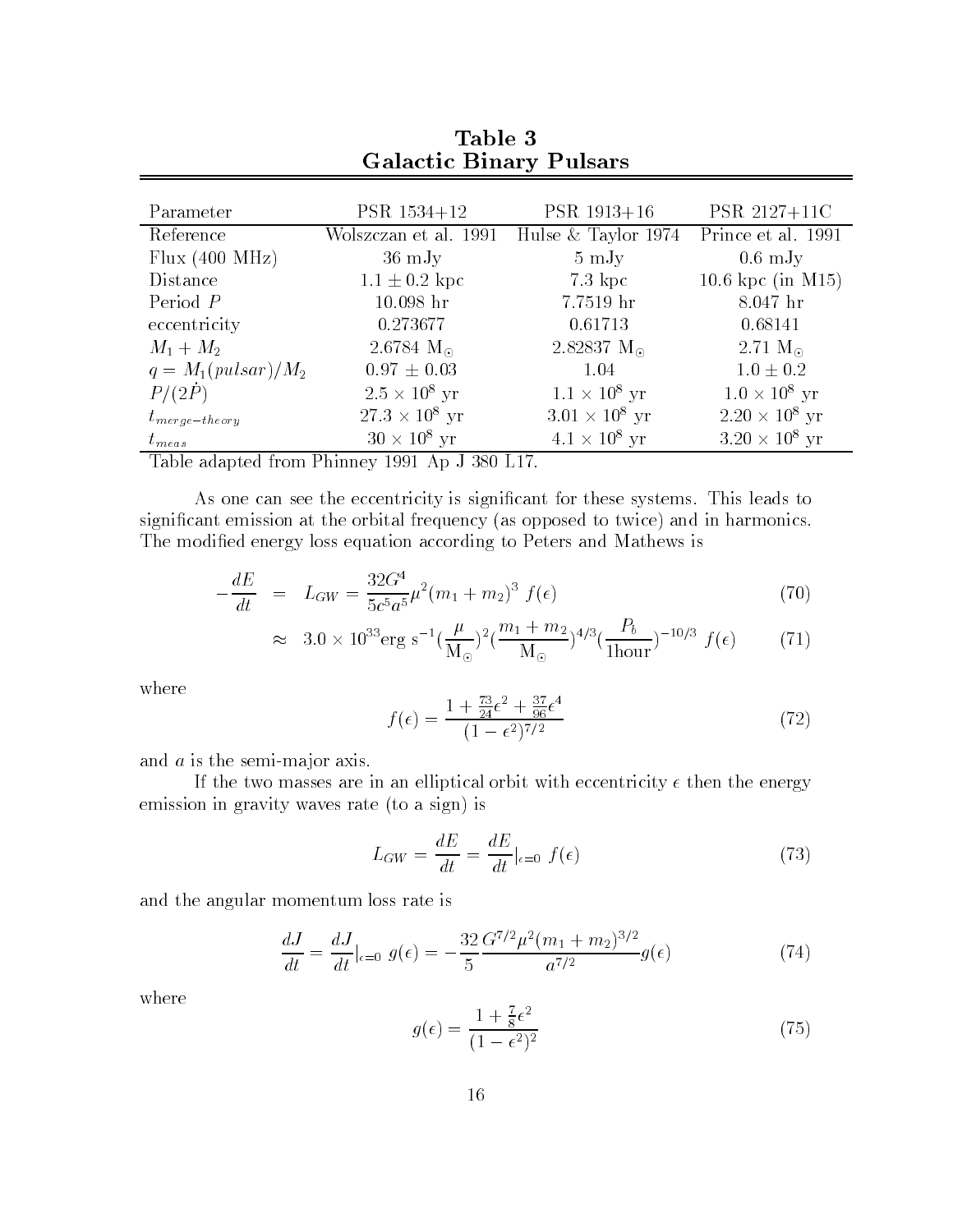## Table 3
## Galactic Binary Pulsars

| Parameter | PSR 1534+12 | PSR 1913+16 | PSR 2127+11C |
|---|---|---|---|
| Reference | Wolszczan et al. 1991 | Hulse & Taylor 1974 | Prince et al. 1991 |
| Flux (400 MHz) | 36 mJy | 5 mJy | 0.6 mJy |
| Distance | $1.1 \pm 0.2$ kpc | 7.3 kpc | 10.6 kpc (in M15) |
| Period $P$ | 10.098 hr | 7.7519 hr | 8.047 hr |
| eccentricity | 0.273677 | 0.61713 | 0.68141 |
| $M_1 + M_2$ | 2.6784 $M_\odot$ | 2.82837 $M_\odot$ | 2.71 $M_\odot$ |
| $q = M_1(pulsar)/M_2$ | $0.97 \pm 0.03$ | 1.04 | $1.0 \pm 0.2$ |
| $P/(2\dot{P})$ | $2.5 \times 10^8$ yr | $1.1 \times 10^8$ yr | $1.0 \times 10^8$ yr |
| $t_{merge-theory}$ | $27.3 \times 10^8$ yr | $3.01 \times 10^8$ yr | $2.20 \times 10^8$ yr |
| $t_{meas}$ | $30 \times 10^8$ yr | $4.1 \times 10^8$ yr | $3.20 \times 10^8$ yr |

Table adapted from Phinney 1991 Ap J 380 L17.

As one can see the eccentricity is significant for these systems. This leads to significant emission at the orbital frequency (as opposed to twice) and in harmonics. The modified energy loss equation according to Peters and Mathews is

$$-\frac{dE}{dt} = L_{GW} = \frac{32G^4}{5c^5a^5}\mu^2(m_1+m_2)^3\ f(\epsilon) \tag{70}$$

$$\approx 3.0 \times 10^{33}\text{erg s}^{-1}\left(\frac{\mu}{\mathrm{M}_\odot}\right)^2\left(\frac{m_1+m_2}{\mathrm{M}_\odot}\right)^{4/3}\left(\frac{P_b}{1\text{hour}}\right)^{-10/3}\ f(\epsilon) \tag{71}$$

where

$$f(\epsilon) = \frac{1 + \frac{73}{24}\epsilon^2 + \frac{37}{96}\epsilon^4}{(1-\epsilon^2)^{7/2}} \tag{72}$$

and $a$ is the semi-major axis.

If the two masses are in an elliptical orbit with eccentricity $\epsilon$ then the energy emission in gravity waves rate (to a sign) is

$$L_{GW} = \frac{dE}{dt} = \frac{dE}{dt}|_{\epsilon=0}\ f(\epsilon) \tag{73}$$

and the angular momentum loss rate is

$$\frac{dJ}{dt} = \frac{dJ}{dt}|_{\epsilon=0}\ g(\epsilon) = -\frac{32}{5}\frac{G^{7/2}\mu^2(m_1+m_2)^{3/2}}{a^{7/2}}g(\epsilon) \tag{74}$$

where

$$g(\epsilon) = \frac{1+\frac{7}{8}\epsilon^2}{(1-\epsilon^2)^2} \tag{75}$$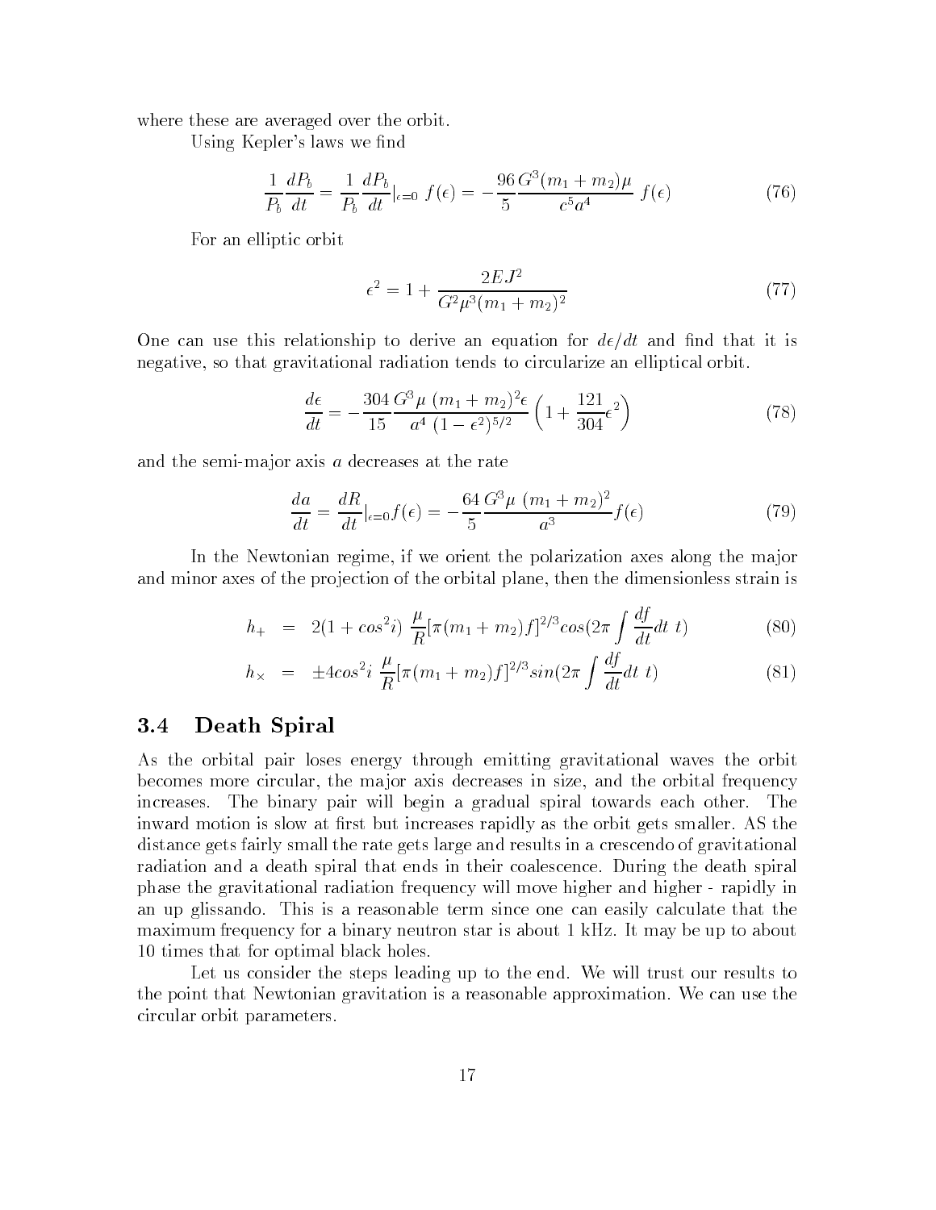where these are averaged over the orbit.

Using Kepler's laws we find

$$\frac{1}{P_b}\frac{dP_b}{dt} = \frac{1}{P_b}\frac{dP_b}{dt}|_{\epsilon=0}\; f(\epsilon) = -\frac{96}{5}\frac{G^3(m_1+m_2)\mu}{c^5 a^4}\; f(\epsilon) \tag{76}$$

For an elliptic orbit

$$\epsilon^2 = 1 + \frac{2EJ^2}{G^2\mu^3(m_1+m_2)^2} \tag{77}$$

One can use this relationship to derive an equation for $d\epsilon/dt$ and find that it is negative, so that gravitational radiation tends to circularize an elliptical orbit.

$$\frac{d\epsilon}{dt} = -\frac{304}{15}\frac{G^3\mu\;(m_1+m_2)^2\epsilon}{a^4\;(1-\epsilon^2)^{5/2}}\left(1+\frac{121}{304}\epsilon^2\right) \tag{78}$$

and the semi-major axis $a$ decreases at the rate

$$\frac{da}{dt} = \frac{dR}{dt}|_{\epsilon=0} f(\epsilon) = -\frac{64}{5}\frac{G^3\mu\;(m_1+m_2)^2}{a^3} f(\epsilon) \tag{79}$$

In the Newtonian regime, if we orient the polarization axes along the major and minor axes of the projection of the orbital plane, then the dimensionless strain is

$$h_+ = 2(1+cos^2 i)\;\frac{\mu}{R}[\pi(m_1+m_2)f]^{2/3} cos(2\pi\int\frac{df}{dt}dt\;t) \tag{80}$$

$$h_\times = \pm 4cos^2 i\;\frac{\mu}{R}[\pi(m_1+m_2)f]^{2/3} sin(2\pi\int\frac{df}{dt}dt\;t) \tag{81}$$

## 3.4 Death Spiral

As the orbital pair loses energy through emitting gravitational waves the orbit becomes more circular, the major axis decreases in size, and the orbital frequency increases. The binary pair will begin a gradual spiral towards each other. The inward motion is slow at first but increases rapidly as the orbit gets smaller. AS the distance gets fairly small the rate gets large and results in a crescendo of gravitational radiation and a death spiral that ends in their coalescence. During the death spiral phase the gravitational radiation frequency will move higher and higher - rapidly in an up glissando. This is a reasonable term since one can easily calculate that the maximum frequency for a binary neutron star is about 1 kHz. It may be up to about 10 times that for optimal black holes.

Let us consider the steps leading up to the end. We will trust our results to the point that Newtonian gravitation is a reasonable approximation. We can use the circular orbit parameters.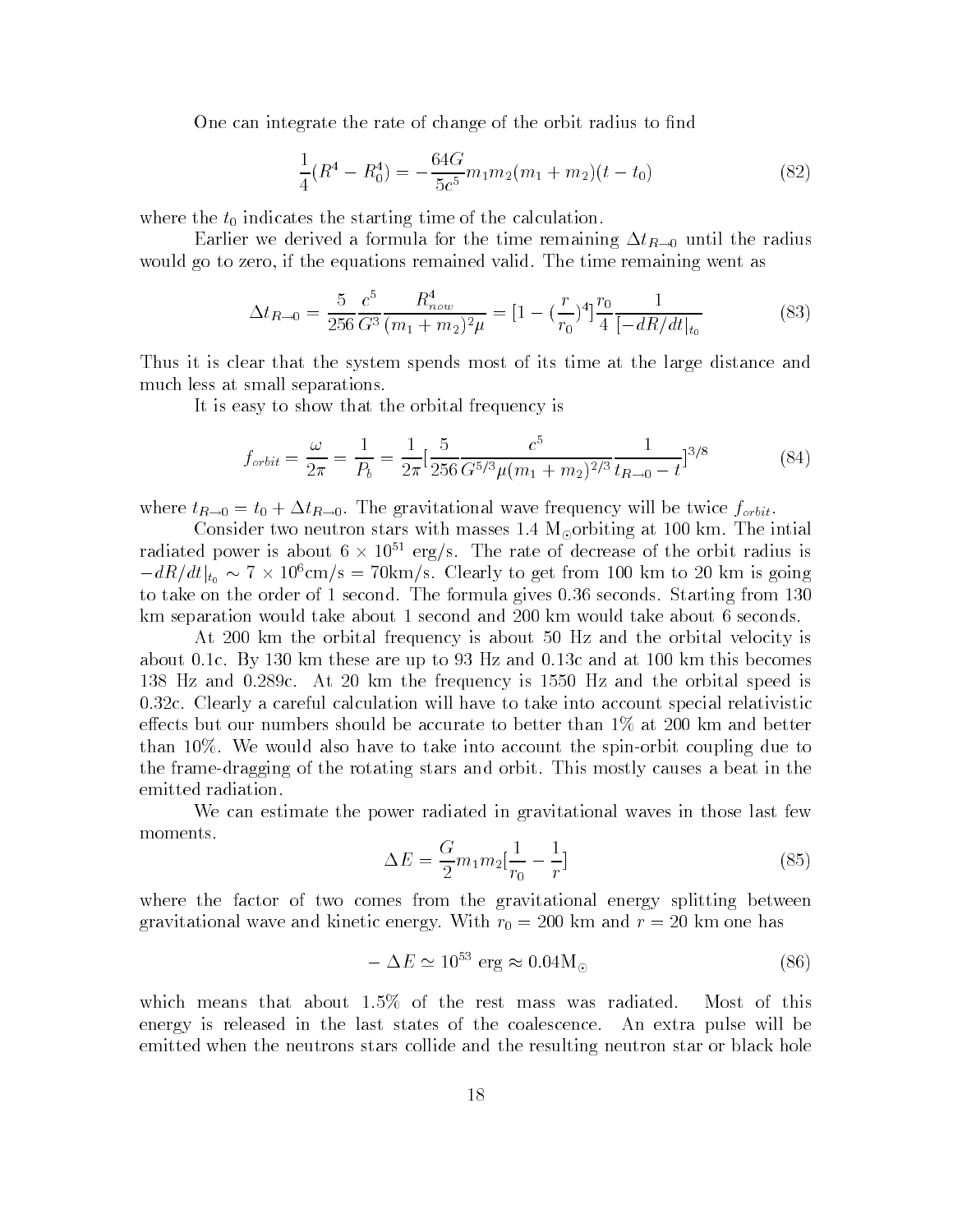One can integrate the rate of change of the orbit radius to find

$$\frac{1}{4}(R^4 - R_0^4) = -\frac{64G}{5c^5} m_1 m_2 (m_1 + m_2)(t - t_0) \tag{82}$$

where the $t_0$ indicates the starting time of the calculation.

Earlier we derived a formula for the time remaining $\Delta t_{R \to 0}$ until the radius would go to zero, if the equations remained valid. The time remaining went as

$$\Delta t_{R \to 0} = \frac{5}{256} \frac{c^5}{G^3} \frac{R_{now}^4}{(m_1 + m_2)^2 \mu} = [1 - (\frac{r}{r_0})^4] \frac{r_0}{4} \frac{1}{[-dR/dt|_{t_0}} \tag{83}$$

Thus it is clear that the system spends most of its time at the large distance and much less at small separations.

It is easy to show that the orbital frequency is

$$f_{orbit} = \frac{\omega}{2\pi} = \frac{1}{P_b} = \frac{1}{2\pi} [\frac{5}{256} \frac{c^5}{G^{5/3} \mu (m_1 + m_2)^{2/3}} \frac{1}{t_{R \to 0} - t}]^{3/8} \tag{84}$$

where $t_{R \to 0} = t_0 + \Delta t_{R \to 0}$. The gravitational wave frequency will be twice $f_{orbit}$.

Consider two neutron stars with masses 1.4 $M_\odot$orbiting at 100 km. The intial radiated power is about $6 \times 10^{51}$ erg/s. The rate of decrease of the orbit radius is $-dR/dt|_{t_0} \sim 7 \times 10^6$cm/s = 70km/s. Clearly to get from 100 km to 20 km is going to take on the order of 1 second. The formula gives 0.36 seconds. Starting from 130 km separation would take about 1 second and 200 km would take about 6 seconds.

At 200 km the orbital frequency is about 50 Hz and the orbital velocity is about 0.1c. By 130 km these are up to 93 Hz and 0.13c and at 100 km this becomes 138 Hz and 0.289c. At 20 km the frequency is 1550 Hz and the orbital speed is 0.32c. Clearly a careful calculation will have to take into account special relativistic effects but our numbers should be accurate to better than 1% at 200 km and better than 10%. We would also have to take into account the spin-orbit coupling due to the frame-dragging of the rotating stars and orbit. This mostly causes a beat in the emitted radiation.

We can estimate the power radiated in gravitational waves in those last few moments.

$$\Delta E = \frac{G}{2} m_1 m_2 [\frac{1}{r_0} - \frac{1}{r}] \tag{85}$$

where the factor of two comes from the gravitational energy splitting between gravitational wave and kinetic energy. With $r_0 = 200$ km and $r = 20$ km one has

$$-\Delta E \simeq 10^{53} \text{ erg} \approx 0.04 M_\odot \tag{86}$$

which means that about 1.5% of the rest mass was radiated. Most of this energy is released in the last states of the coalescence. An extra pulse will be emitted when the neutrons stars collide and the resulting neutron star or black hole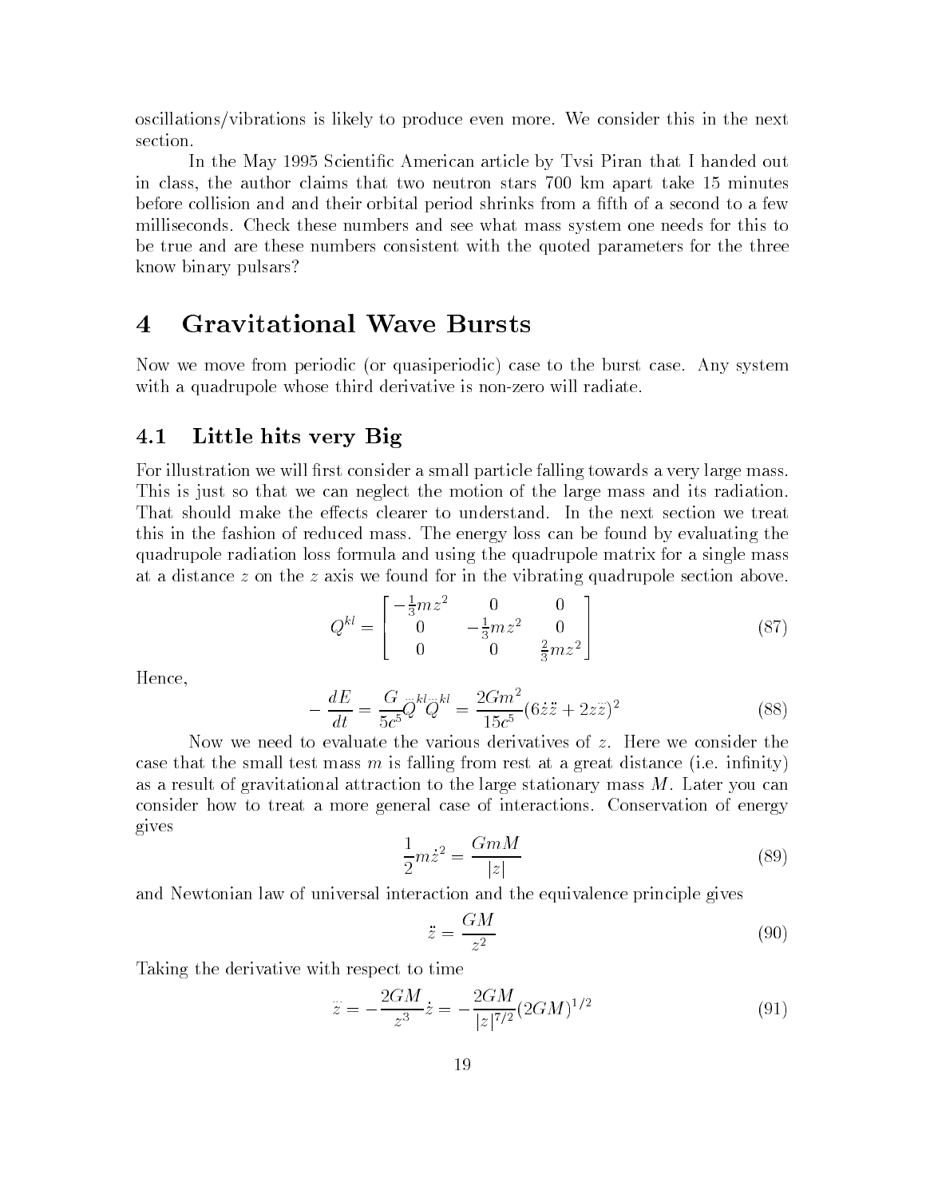oscillations/vibrations is likely to produce even more. We consider this in the next section.

In the May 1995 Scientific American article by Tvsi Piran that I handed out in class, the author claims that two neutron stars 700 km apart take 15 minutes before collision and and their orbital period shrinks from a fifth of a second to a few milliseconds. Check these numbers and see what mass system one needs for this to be true and are these numbers consistent with the quoted parameters for the three know binary pulsars?

# 4 Gravitational Wave Bursts

Now we move from periodic (or quasiperiodic) case to the burst case. Any system with a quadrupole whose third derivative is non-zero will radiate.

## 4.1 Little hits very Big

For illustration we will first consider a small particle falling towards a very large mass. This is just so that we can neglect the motion of the large mass and its radiation. That should make the effects clearer to understand. In the next section we treat this in the fashion of reduced mass. The energy loss can be found by evaluating the quadrupole radiation loss formula and using the quadrupole matrix for a single mass at a distance $z$ on the $z$ axis we found for in the vibrating quadrupole section above.

$$Q^{kl} = \begin{bmatrix} -\frac{1}{3}mz^2 & 0 & 0 \\ 0 & -\frac{1}{3}mz^2 & 0 \\ 0 & 0 & \frac{2}{3}mz^2 \end{bmatrix} \tag{87}$$

Hence,

$$-\frac{dE}{dt} = \frac{G}{5c^5}\dddot{Q}^{kl}\dddot{Q}^{kl} = \frac{2Gm^2}{15c^5}(6\dot{z}\ddot{z} + 2z\dddot{z})^2 \tag{88}$$

Now we need to evaluate the various derivatives of $z$. Here we consider the case that the small test mass $m$ is falling from rest at a great distance (i.e. infinity) as a result of gravitational attraction to the large stationary mass $M$. Later you can consider how to treat a more general case of interactions. Conservation of energy gives

$$\frac{1}{2}m\dot{z}^2 = \frac{GmM}{|z|} \tag{89}$$

and Newtonian law of universal interaction and the equivalence principle gives

$$\ddot{z} = \frac{GM}{z^2} \tag{90}$$

Taking the derivative with respect to time

$$\dddot{z} = -\frac{2GM}{z^3}\dot{z} = -\frac{2GM}{|z|^{7/2}}(2GM)^{1/2} \tag{91}$$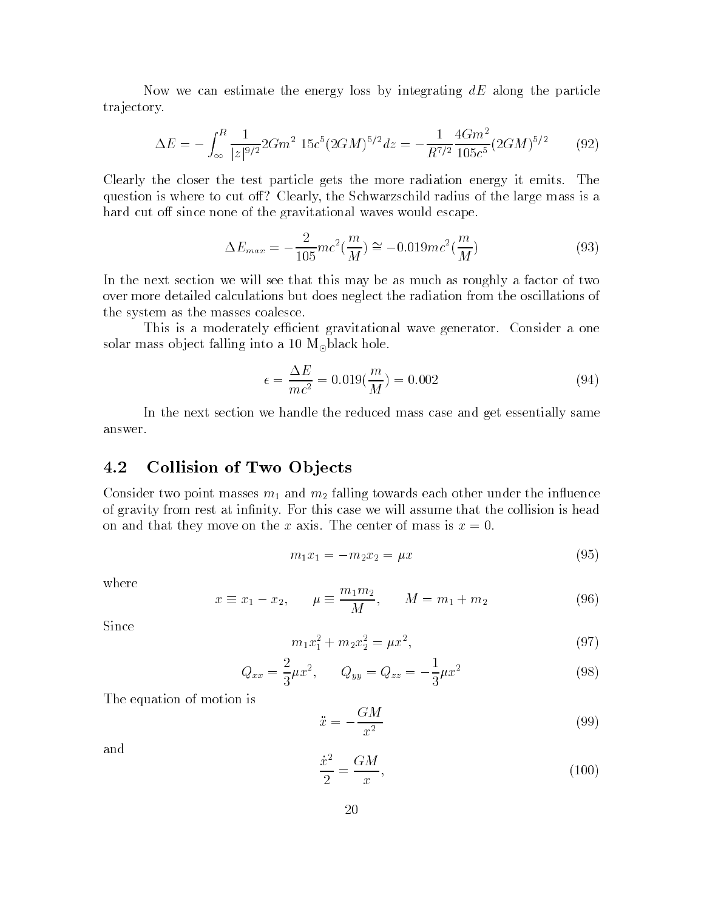Now we can estimate the energy loss by integrating $dE$ along the particle trajectory.

$$\Delta E = -\int_{\infty}^{R} \frac{1}{|z|^{9/2}} 2Gm^2 \; 15c^5 (2GM)^{5/2} dz = -\frac{1}{R^{7/2}} \frac{4Gm^2}{105c^5} (2GM)^{5/2} \tag{92}$$

Clearly the closer the test particle gets the more radiation energy it emits. The question is where to cut off? Clearly, the Schwarzschild radius of the large mass is a hard cut off since none of the gravitational waves would escape.

$$\Delta E_{max} = -\frac{2}{105} mc^2 (\frac{m}{M}) \cong -0.019 mc^2 (\frac{m}{M}) \tag{93}$$

In the next section we will see that this may be as much as roughly a factor of two over more detailed calculations but does neglect the radiation from the oscillations of the system as the masses coalesce.

This is a moderately efficient gravitational wave generator. Consider a one solar mass object falling into a 10 $M_{\odot}$black hole.

$$\epsilon = \frac{\Delta E}{mc^2} = 0.019 (\frac{m}{M}) = 0.002 \tag{94}$$

In the next section we handle the reduced mass case and get essentially same answer.

## 4.2 Collision of Two Objects

Consider two point masses $m_1$ and $m_2$ falling towards each other under the influence of gravity from rest at infinity. For this case we will assume that the collision is head on and that they move on the $x$ axis. The center of mass is $x = 0$.

$$m_1 x_1 = -m_2 x_2 = \mu x \tag{95}$$

where

$$x \equiv x_1 - x_2, \qquad \mu \equiv \frac{m_1 m_2}{M}, \qquad M = m_1 + m_2 \tag{96}$$

Since

$$m_1 x_1^2 + m_2 x_2^2 = \mu x^2, \tag{97}$$

$$Q_{xx} = \frac{2}{3} \mu x^2, \qquad Q_{yy} = Q_{zz} = -\frac{1}{3} \mu x^2 \tag{98}$$

The equation of motion is

$$\ddot{x} = -\frac{GM}{x^2} \tag{99}$$

and

$$\frac{\dot{x}^2}{2} = \frac{GM}{x}, \tag{100}$$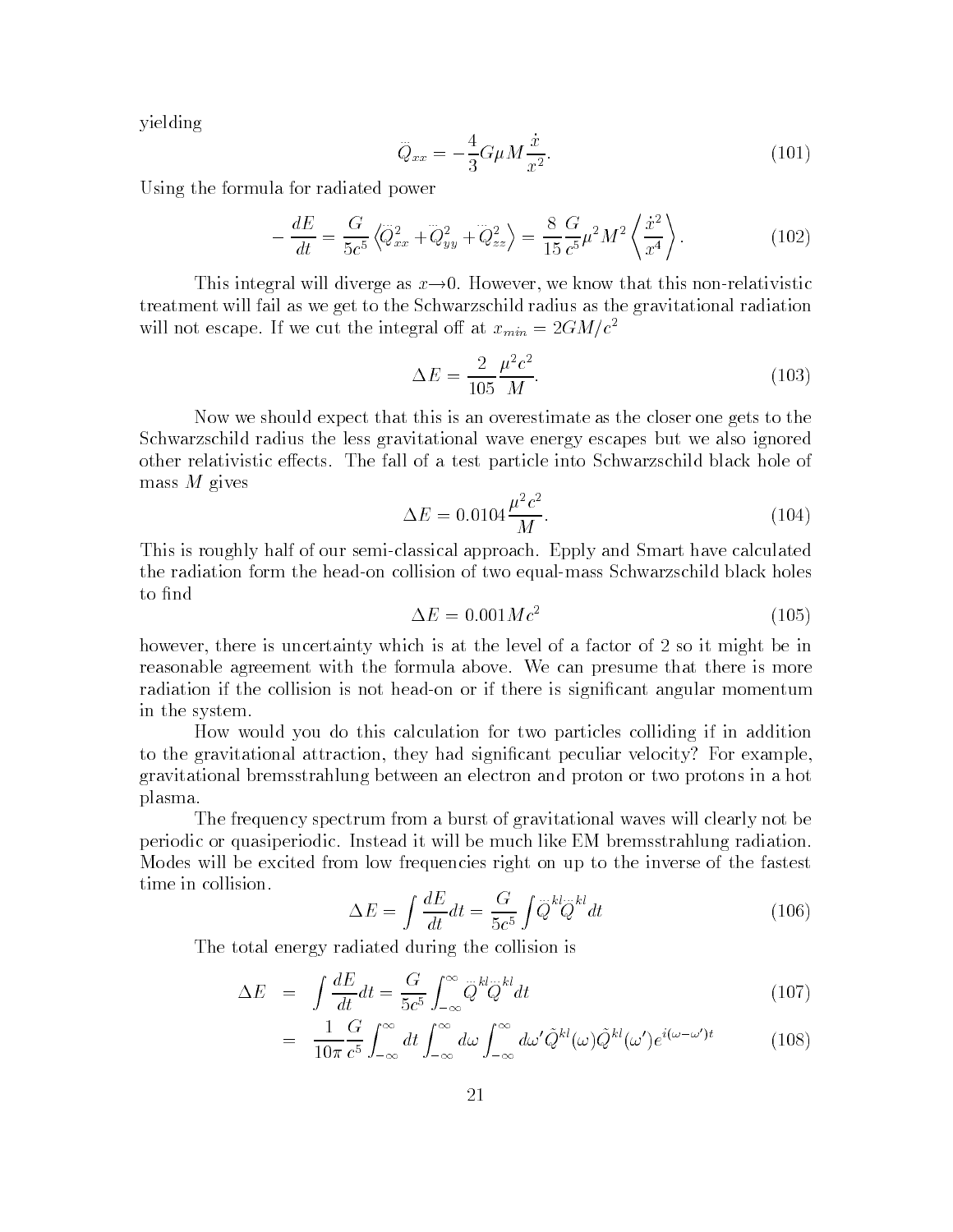yielding

$$\dddot{Q}_{xx} = -\frac{4}{3} G \mu M \frac{\dot{x}}{x^2}. \tag{101}$$

Using the formula for radiated power

$$-\frac{dE}{dt} = \frac{G}{5c^5} \left\langle \dddot{Q}_{xx}^2 + \dddot{Q}_{yy}^2 + \dddot{Q}_{zz}^2 \right\rangle = \frac{8}{15} \frac{G}{c^5} \mu^2 M^2 \left\langle \frac{\dot{x}^2}{x^4} \right\rangle. \tag{102}$$

This integral will diverge as $x \rightarrow 0$. However, we know that this non-relativistic treatment will fail as we get to the Schwarzschild radius as the gravitational radiation will not escape. If we cut the integral off at $x_{min} = 2GM/c^2$

$$\Delta E = \frac{2}{105} \frac{\mu^2 c^2}{M}. \tag{103}$$

Now we should expect that this is an overestimate as the closer one gets to the Schwarzschild radius the less gravitational wave energy escapes but we also ignored other relativistic effects. The fall of a test particle into Schwarzschild black hole of mass $M$ gives

$$\Delta E = 0.0104 \frac{\mu^2 c^2}{M}. \tag{104}$$

This is roughly half of our semi-classical approach. Epply and Smart have calculated the radiation form the head-on collision of two equal-mass Schwarzschild black holes to find

$$\Delta E = 0.001 M c^2 \tag{105}$$

however, there is uncertainty which is at the level of a factor of 2 so it might be in reasonable agreement with the formula above. We can presume that there is more radiation if the collision is not head-on or if there is significant angular momentum in the system.

How would you do this calculation for two particles colliding if in addition to the gravitational attraction, they had significant peculiar velocity? For example, gravitational bremsstrahlung between an electron and proton or two protons in a hot plasma.

The frequency spectrum from a burst of gravitational waves will clearly not be periodic or quasiperiodic. Instead it will be much like EM bremsstrahlung radiation. Modes will be excited from low frequencies right on up to the inverse of the fastest time in collision.

$$\Delta E = \int \frac{dE}{dt} dt = \frac{G}{5c^5} \int \dddot{Q}^{kl} \dddot{Q}^{kl} dt \tag{106}$$

The total energy radiated during the collision is

$$\begin{aligned} \Delta E &= \int \frac{dE}{dt} dt = \frac{G}{5c^5} \int_{-\infty}^{\infty} \dddot{Q}^{kl} \dddot{Q}^{kl} dt & (107) \\ &= \frac{1}{10\pi} \frac{G}{c^5} \int_{-\infty}^{\infty} dt \int_{-\infty}^{\infty} d\omega \int_{-\infty}^{\infty} d\omega' \tilde{Q}^{kl}(\omega) \tilde{Q}^{kl}(\omega') e^{i(\omega - \omega')t} & (108) \end{aligned}$$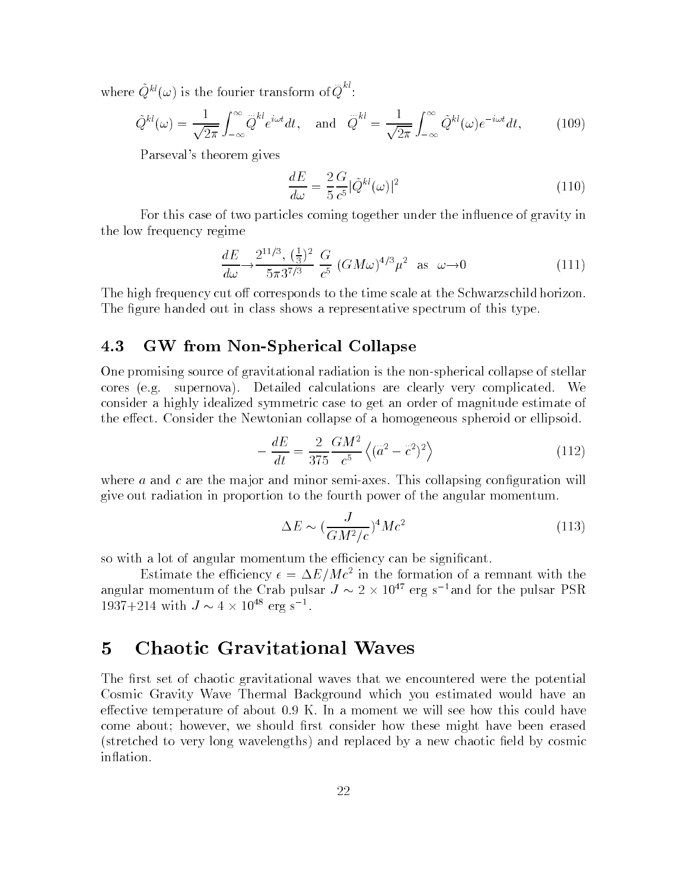where $\tilde{Q}^{kl}(\omega)$ is the fourier transform of $\dddot{Q}^{kl}$:

$$\tilde{Q}^{kl}(\omega) = \frac{1}{\sqrt{2\pi}} \int_{-\infty}^{\infty} \dddot{Q}^{kl} e^{i\omega t} dt, \quad \text{and} \quad \dddot{Q}^{kl} = \frac{1}{\sqrt{2\pi}} \int_{-\infty}^{\infty} \tilde{Q}^{kl}(\omega) e^{-i\omega t} dt, \tag{109}$$

Parseval's theorem gives

$$\frac{dE}{d\omega} = \frac{2}{5} \frac{G}{c^5} |\tilde{Q}^{kl}(\omega)|^2 \tag{110}$$

For this case of two particles coming together under the influence of gravity in the low frequency regime

$$\frac{dE}{d\omega} \rightarrow \frac{2^{11/3}, \, (\frac{1}{3})^2}{5\pi 3^{7/3}} \, \frac{G}{c^5} \, (GM\omega)^{4/3} \mu^2 \quad \text{as} \quad \omega \rightarrow 0 \tag{111}$$

The high frequency cut off corresponds to the time scale at the Schwarzschild horizon. The figure handed out in class shows a representative spectrum of this type.

### 4.3 GW from Non-Spherical Collapse

One promising source of gravitational radiation is the non-spherical collapse of stellar cores (e.g. supernova). Detailed calculations are clearly very complicated. We consider a highly idealized symmetric case to get an order of magnitude estimate of the effect. Consider the Newtonian collapse of a homogeneous spheroid or ellipsoid.

$$-\frac{dE}{dt} = \frac{2}{375} \frac{GM^2}{c^5} \left\langle (\dddot{a}^2 - \dddot{c}^2)^2 \right\rangle \tag{112}$$

where $a$ and $c$ are the major and minor semi-axes. This collapsing configuration will give out radiation in proportion to the fourth power of the angular momentum.

$$\Delta E \sim (\frac{J}{GM^2/c})^4 Mc^2 \tag{113}$$

so with a lot of angular momentum the efficiency can be significant.

Estimate the efficiency $\epsilon = \Delta E/Mc^2$ in the formation of a remnant with the angular momentum of the Crab pulsar $J \sim 2 \times 10^{47}$ erg s$^{-1}$and for the pulsar PSR 1937+214 with $J \sim 4 \times 10^{48}$ erg s$^{-1}$.

## 5 Chaotic Gravitational Waves

The first set of chaotic gravitational waves that we encountered were the potential Cosmic Gravity Wave Thermal Background which you estimated would have an effective temperature of about 0.9 K. In a moment we will see how this could have come about; however, we should first consider how these might have been erased (stretched to very long wavelengths) and replaced by a new chaotic field by cosmic inflation.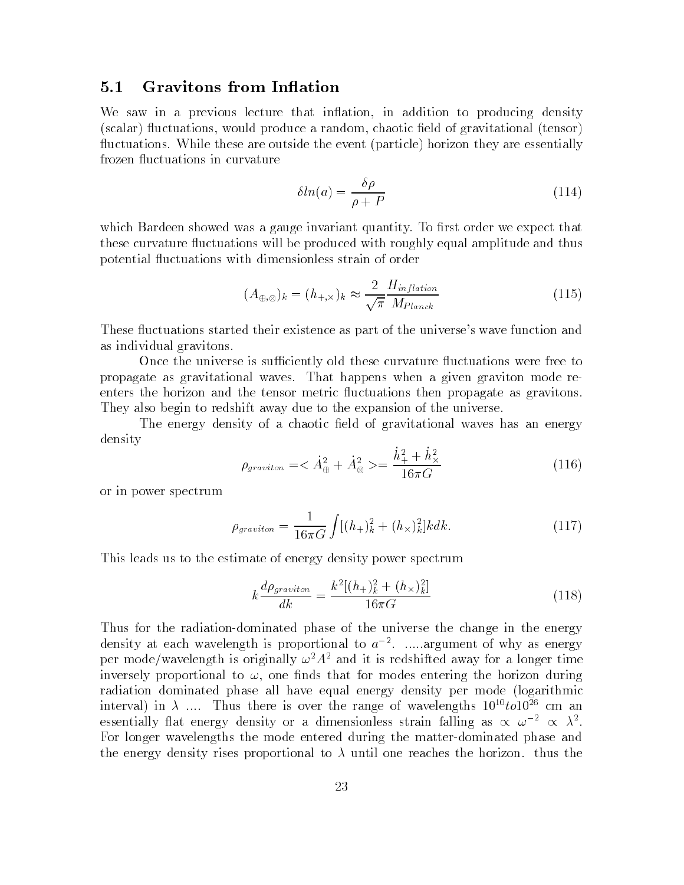### 5.1 Gravitons from Inflation

We saw in a previous lecture that inflation, in addition to producing density (scalar) fluctuations, would produce a random, chaotic field of gravitational (tensor) fluctuations. While these are outside the event (particle) horizon they are essentially frozen fluctuations in curvature

$$\delta ln(a) = \frac{\delta\rho}{\rho + P} \tag{114}$$

which Bardeen showed was a gauge invariant quantity. To first order we expect that these curvature fluctuations will be produced with roughly equal amplitude and thus potential fluctuations with dimensionless strain of order

$$(A_{\oplus,\otimes})_k = (h_{+,\times})_k \approx \frac{2}{\sqrt{\pi}} \frac{H_{inflation}}{M_{Planck}} \tag{115}$$

These fluctuations started their existence as part of the universe's wave function and as individual gravitons.

Once the universe is sufficiently old these curvature fluctuations were free to propagate as gravitational waves. That happens when a given graviton mode re-enters the horizon and the tensor metric fluctuations then propagate as gravitons. They also begin to redshift away due to the expansion of the universe.

The energy density of a chaotic field of gravitational waves has an energy density

$$\rho_{graviton} = <\dot{A}_{\oplus}^2 + \dot{A}_{\otimes}^2> = \frac{\dot{h}_+^2 + \dot{h}_\times^2}{16\pi G} \tag{116}$$

or in power spectrum

$$\rho_{graviton} = \frac{1}{16\pi G} \int [(h_+)_k^2 + (h_\times)_k^2] k dk. \tag{117}$$

This leads us to the estimate of energy density power spectrum

$$k\frac{d\rho_{graviton}}{dk} = \frac{k^2[(h_+)_k^2 + (h_\times)_k^2]}{16\pi G} \tag{118}$$

Thus for the radiation-dominated phase of the universe the change in the energy density at each wavelength is proportional to $a^{-2}$. .....argument of why as energy per mode/wavelength is originally $\omega^2 A^2$ and it is redshifted away for a longer time inversely proportional to $\omega$, one finds that for modes entering the horizon during radiation dominated phase all have equal energy density per mode (logarithmic interval) in $\lambda$ .... Thus there is over the range of wavelengths $10^{10} to 10^{26}$ cm an essentially flat energy density or a dimensionless strain falling as $\propto \omega^{-2} \propto \lambda^2$. For longer wavelengths the mode entered during the matter-dominated phase and the energy density rises proportional to $\lambda$ until one reaches the horizon. thus the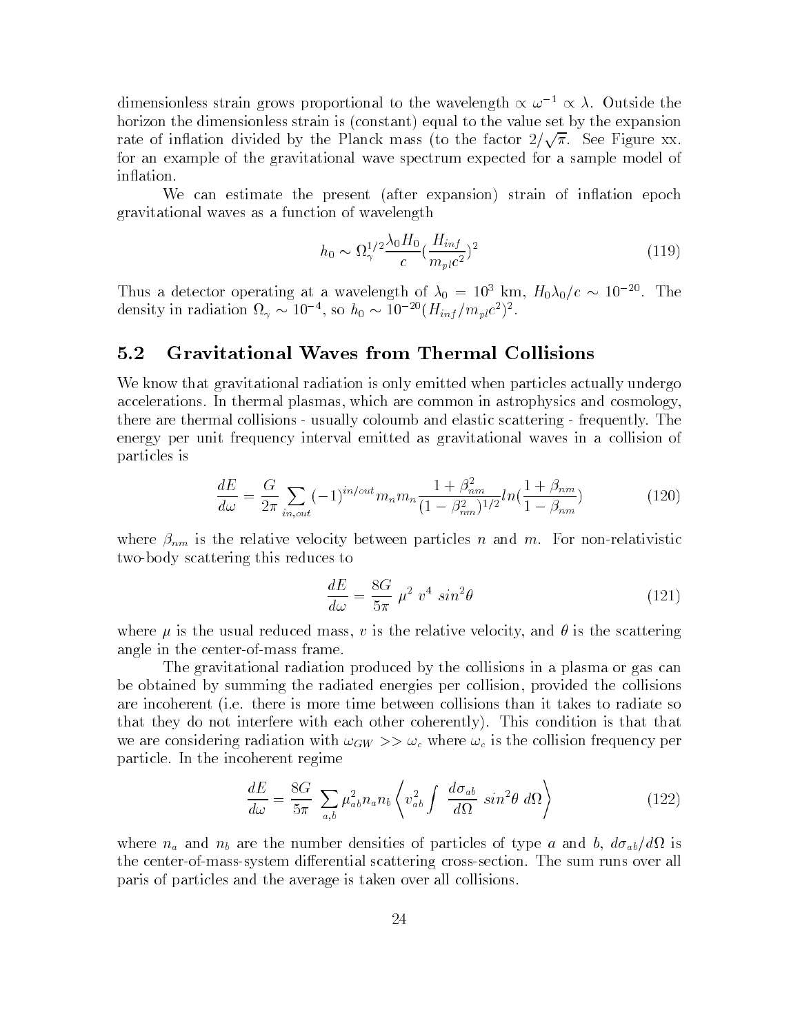dimensionless strain grows proportional to the wavelength $\propto \omega^{-1} \propto \lambda$. Outside the horizon the dimensionless strain is (constant) equal to the value set by the expansion rate of inflation divided by the Planck mass (to the factor $2/\sqrt{\pi}$. See Figure xx. for an example of the gravitational wave spectrum expected for a sample model of inflation.

We can estimate the present (after expansion) strain of inflation epoch gravitational waves as a function of wavelength

$$h_0 \sim \Omega_\gamma^{1/2} \frac{\lambda_0 H_0}{c} (\frac{H_{inf}}{m_{pl} c^2})^2 \tag{119}$$

Thus a detector operating at a wavelength of $\lambda_0 = 10^3$ km, $H_0 \lambda_0 / c \sim 10^{-20}$. The density in radiation $\Omega_\gamma \sim 10^{-4}$, so $h_0 \sim 10^{-20} (H_{inf}/m_{pl} c^2)^2$.

## 5.2 Gravitational Waves from Thermal Collisions

We know that gravitational radiation is only emitted when particles actually undergo accelerations. In thermal plasmas, which are common in astrophysics and cosmology, there are thermal collisions - usually coloumb and elastic scattering - frequently. The energy per unit frequency interval emitted as gravitational waves in a collision of particles is

$$\frac{dE}{d\omega} = \frac{G}{2\pi} \sum_{in,out} (-1)^{in/out} m_n m_n \frac{1 + \beta_{nm}^2}{(1 - \beta_{nm}^2)^{1/2}} ln(\frac{1 + \beta_{nm}}{1 - \beta_{nm}}) \tag{120}$$

where $\beta_{nm}$ is the relative velocity between particles $n$ and $m$. For non-relativistic two-body scattering this reduces to

$$\frac{dE}{d\omega} = \frac{8G}{5\pi} \ \mu^2 \ v^4 \ sin^2\theta \tag{121}$$

where $\mu$ is the usual reduced mass, $v$ is the relative velocity, and $\theta$ is the scattering angle in the center-of-mass frame.

The gravitational radiation produced by the collisions in a plasma or gas can be obtained by summing the radiated energies per collision, provided the collisions are incoherent (i.e. there is more time between collisions than it takes to radiate so that they do not interfere with each other coherently). This condition is that that we are considering radiation with $\omega_{GW} >> \omega_c$ where $\omega_c$ is the collision frequency per particle. In the incoherent regime

$$\frac{dE}{d\omega} = \frac{8G}{5\pi} \ \sum_{a,b} \mu_{ab}^2 n_a n_b \left\langle v_{ab}^2 \int \ \frac{d\sigma_{ab}}{d\Omega} \ sin^2\theta \ d\Omega \right\rangle \tag{122}$$

where $n_a$ and $n_b$ are the number densities of particles of type $a$ and $b$, $d\sigma_{ab}/d\Omega$ is the center-of-mass-system differential scattering cross-section. The sum runs over all paris of particles and the average is taken over all collisions.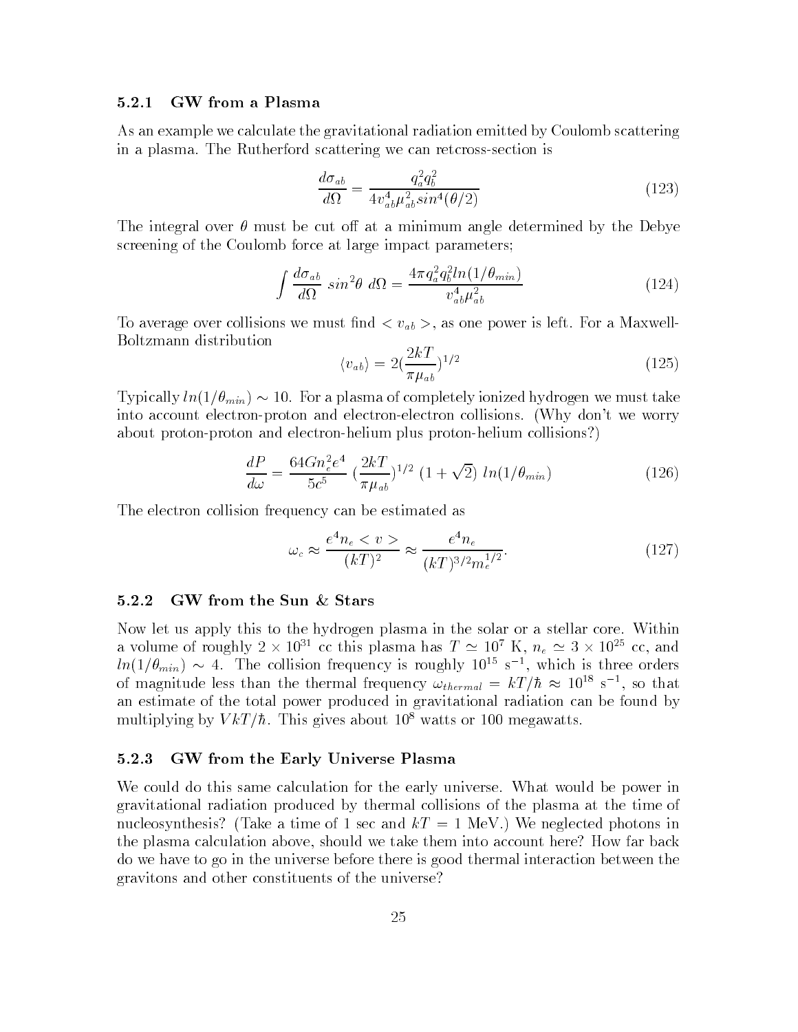### 5.2.1 GW from a Plasma

As an example we calculate the gravitational radiation emitted by Coulomb scattering in a plasma. The Rutherford scattering we can retcross-section is

$$\frac{d\sigma_{ab}}{d\Omega} = \frac{q_a^2 q_b^2}{4 v_{ab}^4 \mu_{ab}^2 sin^4(\theta/2)} \tag{123}$$

The integral over $\theta$ must be cut off at a minimum angle determined by the Debye screening of the Coulomb force at large impact parameters;

$$\int \frac{d\sigma_{ab}}{d\Omega}\ sin^2\theta\ d\Omega = \frac{4\pi q_a^2 q_b^2 ln(1/\theta_{min})}{v_{ab}^4 \mu_{ab}^2} \tag{124}$$

To average over collisions we must find $< v_{ab} >$, as one power is left. For a Maxwell-Boltzmann distribution

$$\langle v_{ab} \rangle = 2(\frac{2kT}{\pi \mu_{ab}})^{1/2} \tag{125}$$

Typically $ln(1/\theta_{min}) \sim 10$. For a plasma of completely ionized hydrogen we must take into account electron-proton and electron-electron collisions. (Why don't we worry about proton-proton and electron-helium plus proton-helium collisions?)

$$\frac{dP}{d\omega} = \frac{64 G n_e^2 e^4}{5c^5}\ (\frac{2kT}{\pi \mu_{ab}})^{1/2}\ (1+\sqrt{2})\ ln(1/\theta_{min}) \tag{126}$$

The electron collision frequency can be estimated as

$$\omega_c \approx \frac{e^4 n_e < v >}{(kT)^2} \approx \frac{e^4 n_e}{(kT)^{3/2} m_e^{1/2}}. \tag{127}$$

### 5.2.2 GW from the Sun & Stars

Now let us apply this to the hydrogen plasma in the solar or a stellar core. Within a volume of roughly $2 \times 10^{31}$ cc this plasma has $T \simeq 10^7$ K, $n_e \simeq 3 \times 10^{25}$ cc, and $ln(1/\theta_{min}) \sim 4$. The collision frequency is roughly $10^{15}$ s$^{-1}$, which is three orders of magnitude less than the thermal frequency $\omega_{thermal} = kT/\hbar \approx 10^{18}$ s$^{-1}$, so that an estimate of the total power produced in gravitational radiation can be found by multiplying by $VkT/\hbar$. This gives about $10^8$ watts or 100 megawatts.

### 5.2.3 GW from the Early Universe Plasma

We could do this same calculation for the early universe. What would be power in gravitational radiation produced by thermal collisions of the plasma at the time of nucleosynthesis? (Take a time of 1 sec and $kT = 1$ MeV.) We neglected photons in the plasma calculation above, should we take them into account here? How far back do we have to go in the universe before there is good thermal interaction between the gravitons and other constituents of the universe?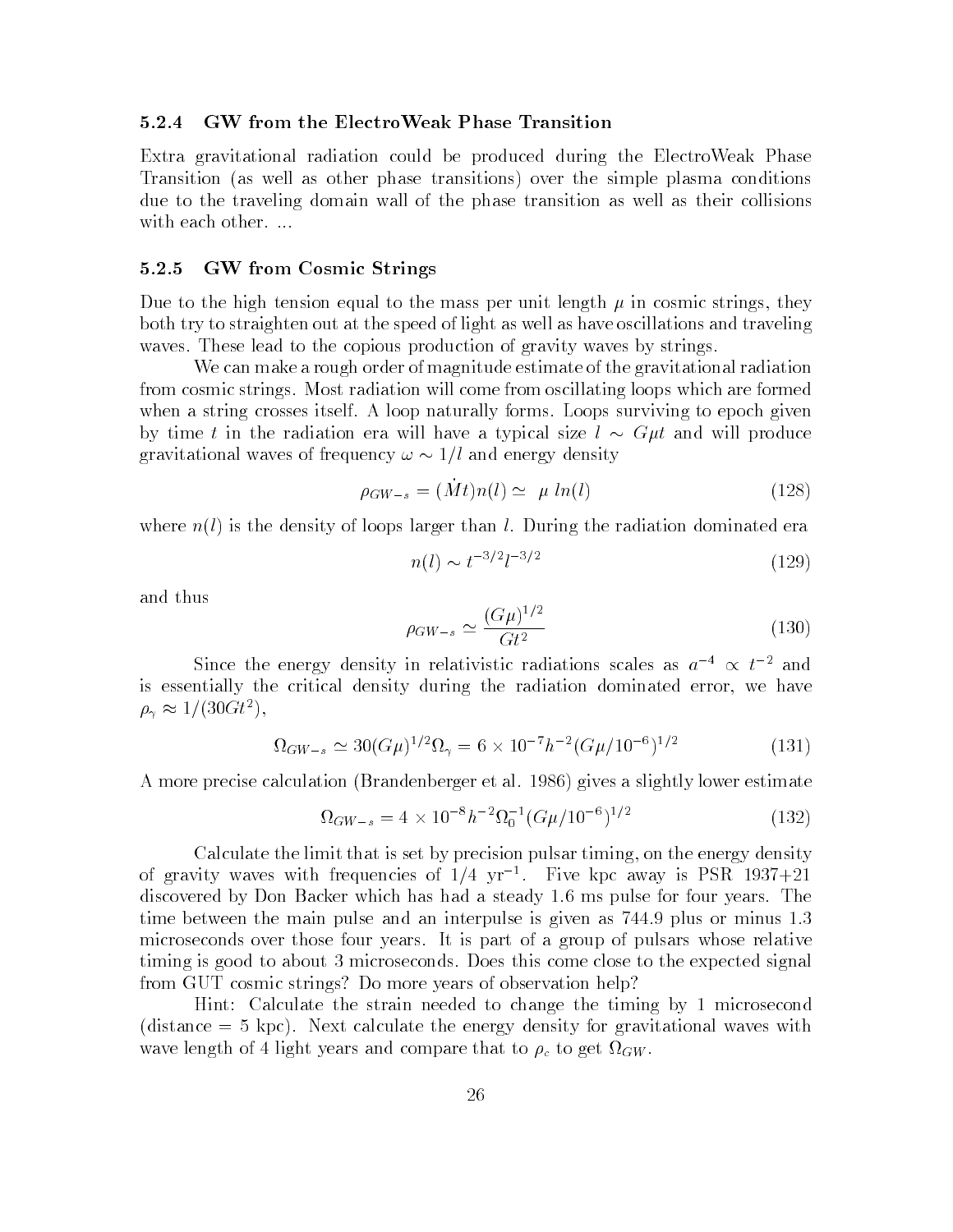#### 5.2.4 GW from the ElectroWeak Phase Transition

Extra gravitational radiation could be produced during the ElectroWeak Phase Transition (as well as other phase transitions) over the simple plasma conditions due to the traveling domain wall of the phase transition as well as their collisions with each other. ...

#### 5.2.5 GW from Cosmic Strings

Due to the high tension equal to the mass per unit length $\mu$ in cosmic strings, they both try to straighten out at the speed of light as well as have oscillations and traveling waves. These lead to the copious production of gravity waves by strings.

We can make a rough order of magnitude estimate of the gravitational radiation from cosmic strings. Most radiation will come from oscillating loops which are formed when a string crosses itself. A loop naturally forms. Loops surviving to epoch given by time $t$ in the radiation era will have a typical size $l \sim G\mu t$ and will produce gravitational waves of frequency $\omega \sim 1/l$ and energy density

$$\rho_{GW-s} = (\dot{M}t)n(l) \simeq \; \mu \, ln(l) \tag{128}$$

where $n(l)$ is the density of loops larger than $l$. During the radiation dominated era

$$n(l) \sim t^{-3/2} l^{-3/2} \tag{129}$$

and thus

$$\rho_{GW-s} \simeq \frac{(G\mu)^{1/2}}{Gt^2} \tag{130}$$

Since the energy density in relativistic radiations scales as $a^{-4} \propto t^{-2}$ and is essentially the critical density during the radiation dominated error, we have $\rho_\gamma \approx 1/(30Gt^2)$,

$$\Omega_{GW-s} \simeq 30(G\mu)^{1/2}\Omega_\gamma = 6 \times 10^{-7} h^{-2} (G\mu/10^{-6})^{1/2} \tag{131}$$

A more precise calculation (Brandenberger et al. 1986) gives a slightly lower estimate

$$\Omega_{GW-s} = 4 \times 10^{-8} h^{-2} \Omega_0^{-1} (G\mu/10^{-6})^{1/2} \tag{132}$$

Calculate the limit that is set by precision pulsar timing, on the energy density of gravity waves with frequencies of 1/4 yr$^{-1}$. Five kpc away is PSR 1937+21 discovered by Don Backer which has had a steady 1.6 ms pulse for four years. The time between the main pulse and an interpulse is given as 744.9 plus or minus 1.3 microseconds over those four years. It is part of a group of pulsars whose relative timing is good to about 3 microseconds. Does this come close to the expected signal from GUT cosmic strings? Do more years of observation help?

Hint: Calculate the strain needed to change the timing by 1 microsecond (distance = 5 kpc). Next calculate the energy density for gravitational waves with wave length of 4 light years and compare that to $\rho_c$ to get $\Omega_{GW}$.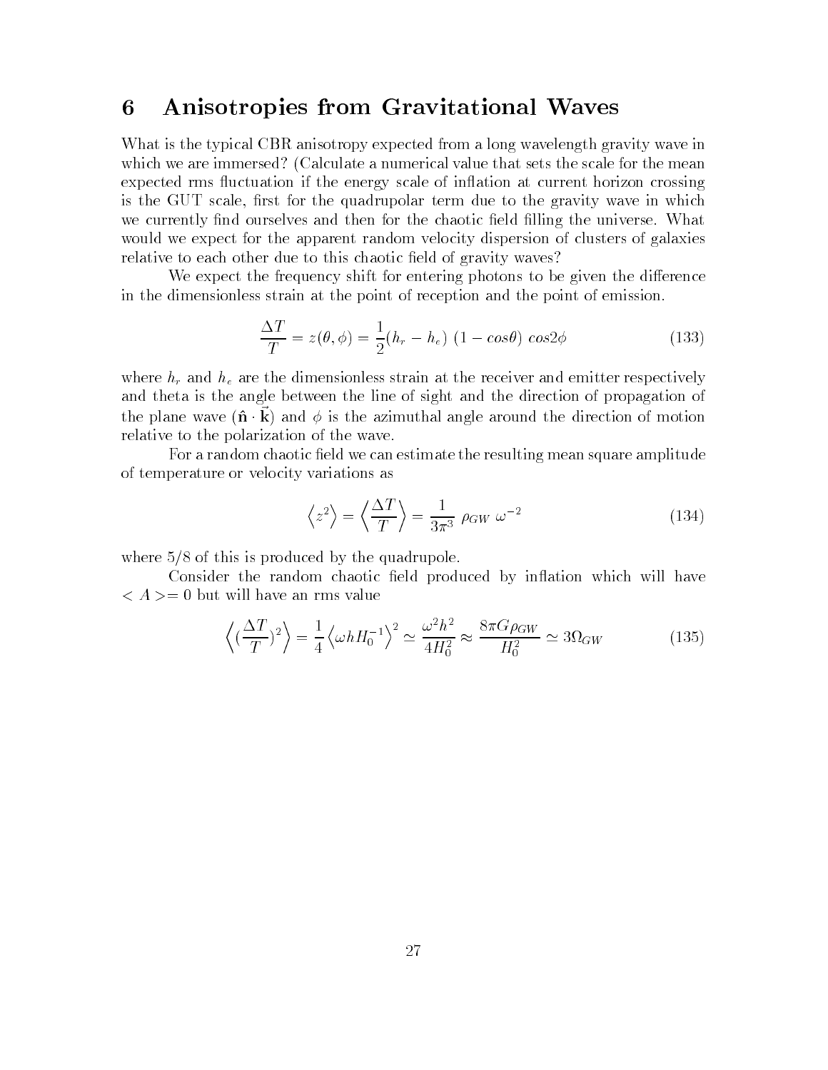## 6 Anisotropies from Gravitational Waves

What is the typical CBR anisotropy expected from a long wavelength gravity wave in which we are immersed? (Calculate a numerical value that sets the scale for the mean expected rms fluctuation if the energy scale of inflation at current horizon crossing is the GUT scale, first for the quadrupolar term due to the gravity wave in which we currently find ourselves and then for the chaotic field filling the universe. What would we expect for the apparent random velocity dispersion of clusters of galaxies relative to each other due to this chaotic field of gravity waves?

We expect the frequency shift for entering photons to be given the difference in the dimensionless strain at the point of reception and the point of emission.

$$\frac{\Delta T}{T} = z(\theta, \phi) = \frac{1}{2}(h_r - h_e)\ (1 - cos\theta)\ cos2\phi \tag{133}$$

where $h_r$ and $h_e$ are the dimensionless strain at the receiver and emitter respectively and theta is the angle between the line of sight and the direction of propagation of the plane wave ($\hat{\mathbf{n}} \cdot \vec{\mathbf{k}}$) and $\phi$ is the azimuthal angle around the direction of motion relative to the polarization of the wave.

For a random chaotic field we can estimate the resulting mean square amplitude of temperature or velocity variations as

$$\left\langle z^2 \right\rangle = \left\langle \frac{\Delta T}{T} \right\rangle = \frac{1}{3\pi^3}\ \rho_{GW}\ \omega^{-2} \tag{134}$$

where 5/8 of this is produced by the quadrupole.

Consider the random chaotic field produced by inflation which will have $< A >= 0$ but will have an rms value

$$\left\langle (\frac{\Delta T}{T})^2 \right\rangle = \frac{1}{4} \left\langle \omega h H_0^{-1} \right\rangle^2 \simeq \frac{\omega^2 h^2}{4H_0^2} \approx \frac{8\pi G \rho_{GW}}{H_0^2} \simeq 3\Omega_{GW} \tag{135}$$